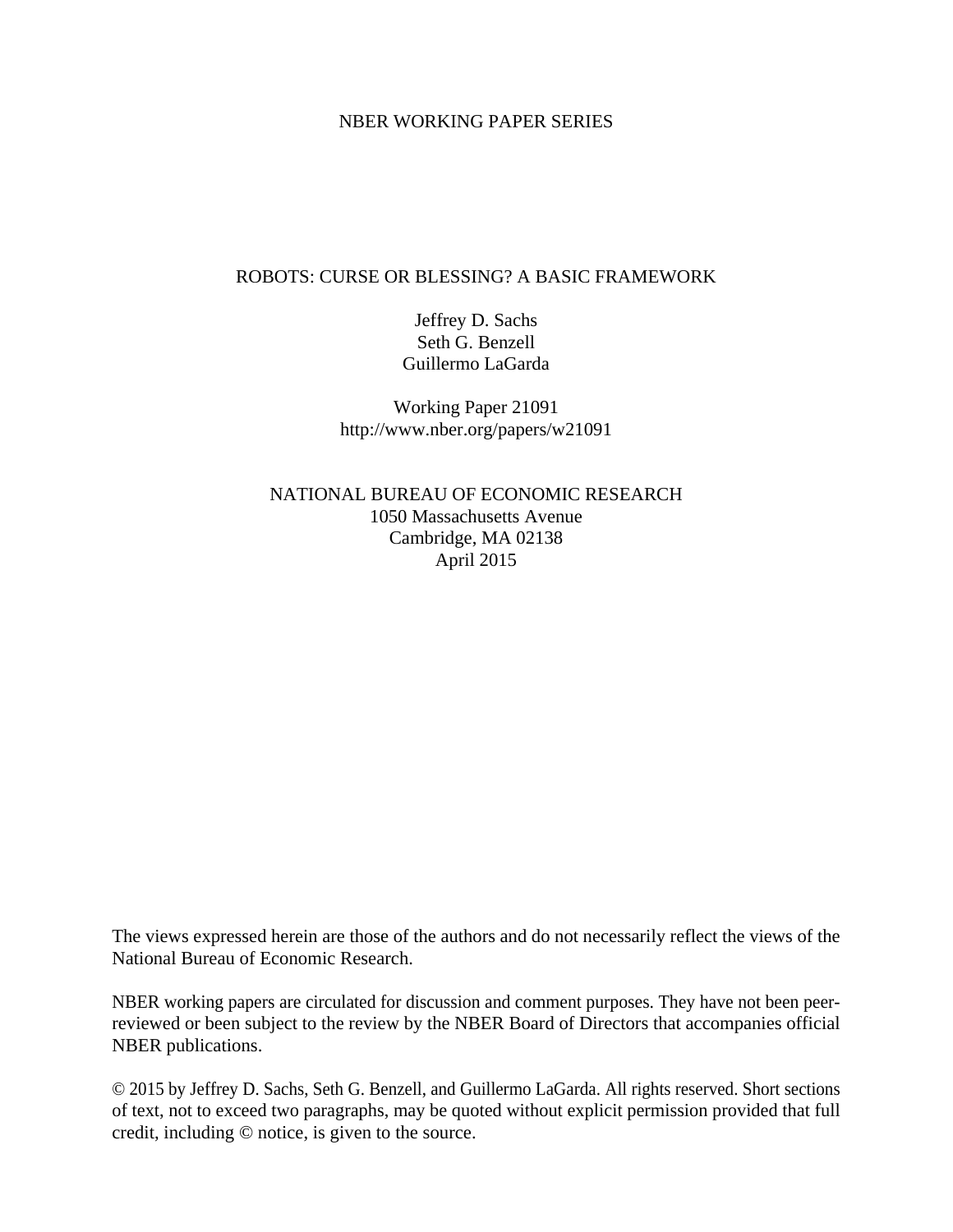NBER WORKING PAPER SERIES

# ROBOTS: CURSE OR BLESSING? A BASIC FRAMEWORK

Jeffrey D. Sachs
Seth G. Benzell
Guillermo LaGarda

Working Paper 21091
http://www.nber.org/papers/w21091

NATIONAL BUREAU OF ECONOMIC RESEARCH
1050 Massachusetts Avenue
Cambridge, MA 02138
April 2015

The views expressed herein are those of the authors and do not necessarily reflect the views of the National Bureau of Economic Research.

NBER working papers are circulated for discussion and comment purposes. They have not been peer-reviewed or been subject to the review by the NBER Board of Directors that accompanies official NBER publications.

© 2015 by Jeffrey D. Sachs, Seth G. Benzell, and Guillermo LaGarda. All rights reserved. Short sections of text, not to exceed two paragraphs, may be quoted without explicit permission provided that full credit, including © notice, is given to the source.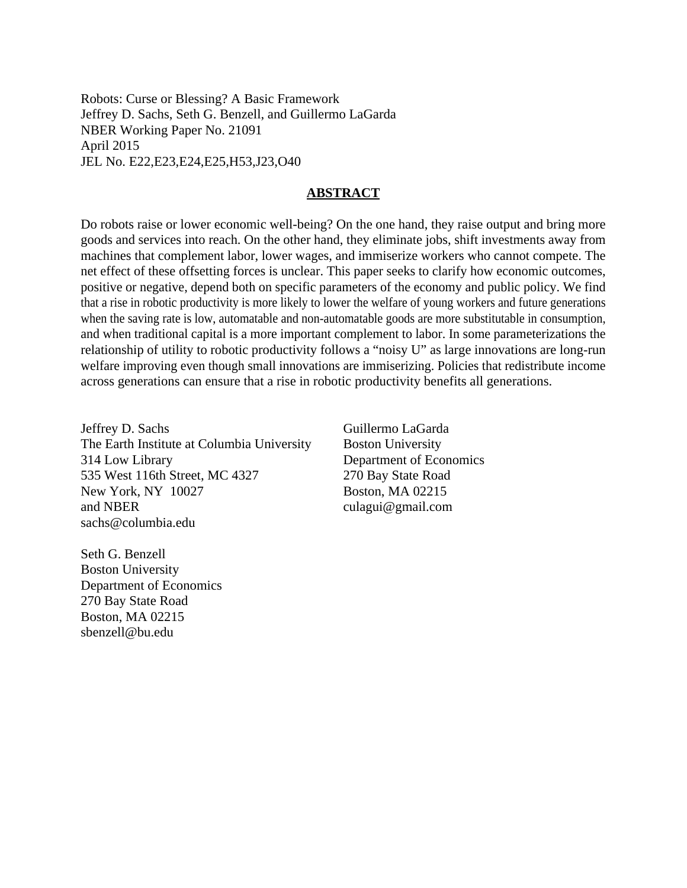Robots: Curse or Blessing? A Basic Framework
Jeffrey D. Sachs, Seth G. Benzell, and Guillermo LaGarda
NBER Working Paper No. 21091
April 2015
JEL No. E22,E23,E24,E25,H53,J23,O40

## ABSTRACT

Do robots raise or lower economic well-being? On the one hand, they raise output and bring more goods and services into reach. On the other hand, they eliminate jobs, shift investments away from machines that complement labor, lower wages, and immiserize workers who cannot compete. The net effect of these offsetting forces is unclear. This paper seeks to clarify how economic outcomes, positive or negative, depend both on specific parameters of the economy and public policy. We find that a rise in robotic productivity is more likely to lower the welfare of young workers and future generations when the saving rate is low, automatable and non-automatable goods are more substitutable in consumption, and when traditional capital is a more important complement to labor. In some parameterizations the relationship of utility to robotic productivity follows a "noisy U" as large innovations are long-run welfare improving even though small innovations are immiserizing. Policies that redistribute income across generations can ensure that a rise in robotic productivity benefits all generations.

Jeffrey D. Sachs
The Earth Institute at Columbia University
314 Low Library
535 West 116th Street, MC 4327
New York, NY 10027
and NBER
sachs@columbia.edu

Seth G. Benzell
Boston University
Department of Economics
270 Bay State Road
Boston, MA 02215
sbenzell@bu.edu

Guillermo LaGarda
Boston University
Department of Economics
270 Bay State Road
Boston, MA 02215
culagui@gmail.com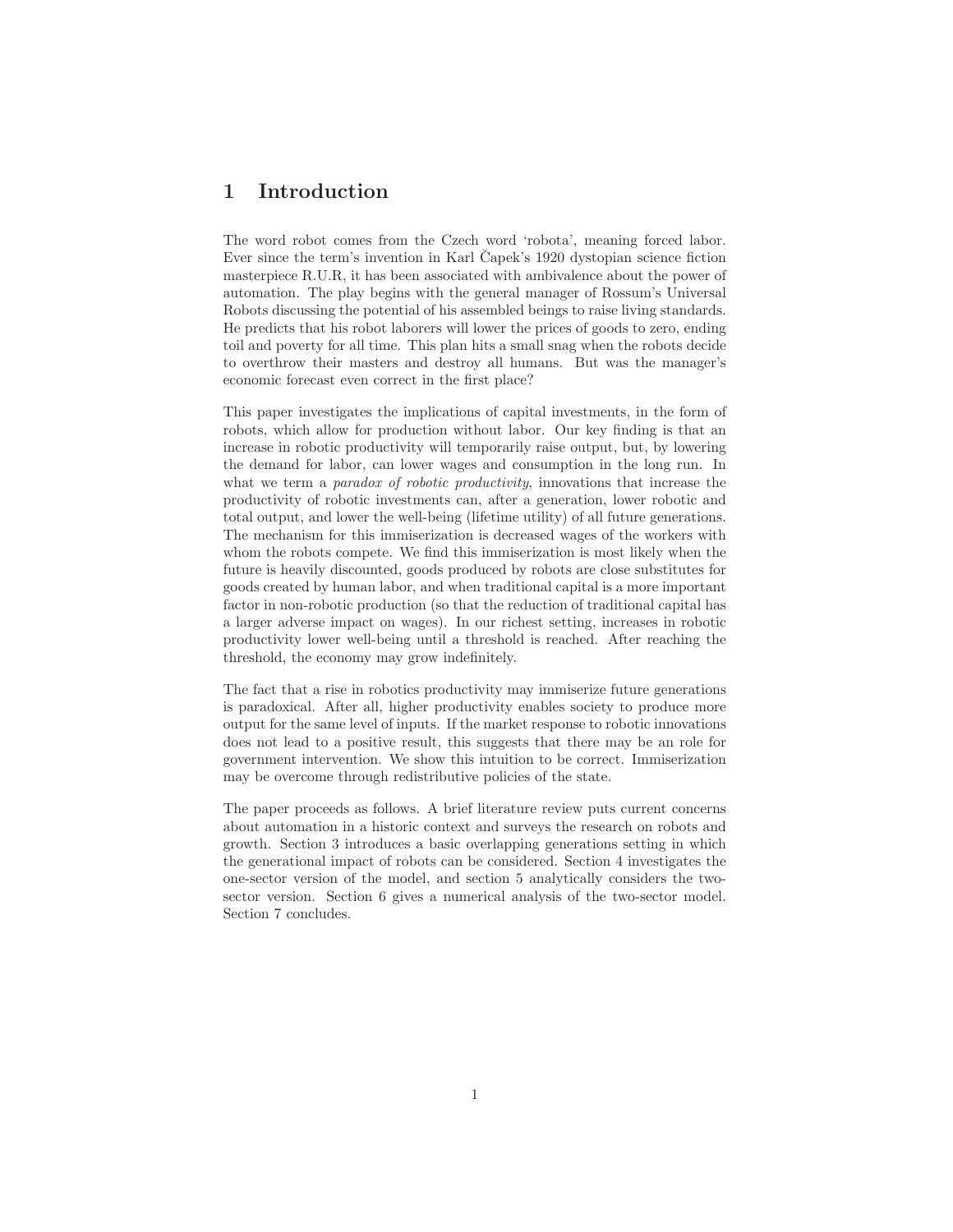# 1 Introduction

The word robot comes from the Czech word 'robota', meaning forced labor. Ever since the term's invention in Karl Čapek's 1920 dystopian science fiction masterpiece R.U.R, it has been associated with ambivalence about the power of automation. The play begins with the general manager of Rossum's Universal Robots discussing the potential of his assembled beings to raise living standards. He predicts that his robot laborers will lower the prices of goods to zero, ending toil and poverty for all time. This plan hits a small snag when the robots decide to overthrow their masters and destroy all humans. But was the manager's economic forecast even correct in the first place?

This paper investigates the implications of capital investments, in the form of robots, which allow for production without labor. Our key finding is that an increase in robotic productivity will temporarily raise output, but, by lowering the demand for labor, can lower wages and consumption in the long run. In what we term a *paradox of robotic productivity*, innovations that increase the productivity of robotic investments can, after a generation, lower robotic and total output, and lower the well-being (lifetime utility) of all future generations. The mechanism for this immiserization is decreased wages of the workers with whom the robots compete. We find this immiserization is most likely when the future is heavily discounted, goods produced by robots are close substitutes for goods created by human labor, and when traditional capital is a more important factor in non-robotic production (so that the reduction of traditional capital has a larger adverse impact on wages). In our richest setting, increases in robotic productivity lower well-being until a threshold is reached. After reaching the threshold, the economy may grow indefinitely.

The fact that a rise in robotics productivity may immiserize future generations is paradoxical. After all, higher productivity enables society to produce more output for the same level of inputs. If the market response to robotic innovations does not lead to a positive result, this suggests that there may be an role for government intervention. We show this intuition to be correct. Immiserization may be overcome through redistributive policies of the state.

The paper proceeds as follows. A brief literature review puts current concerns about automation in a historic context and surveys the research on robots and growth. Section 3 introduces a basic overlapping generations setting in which the generational impact of robots can be considered. Section 4 investigates the one-sector version of the model, and section 5 analytically considers the two-sector version. Section 6 gives a numerical analysis of the two-sector model. Section 7 concludes.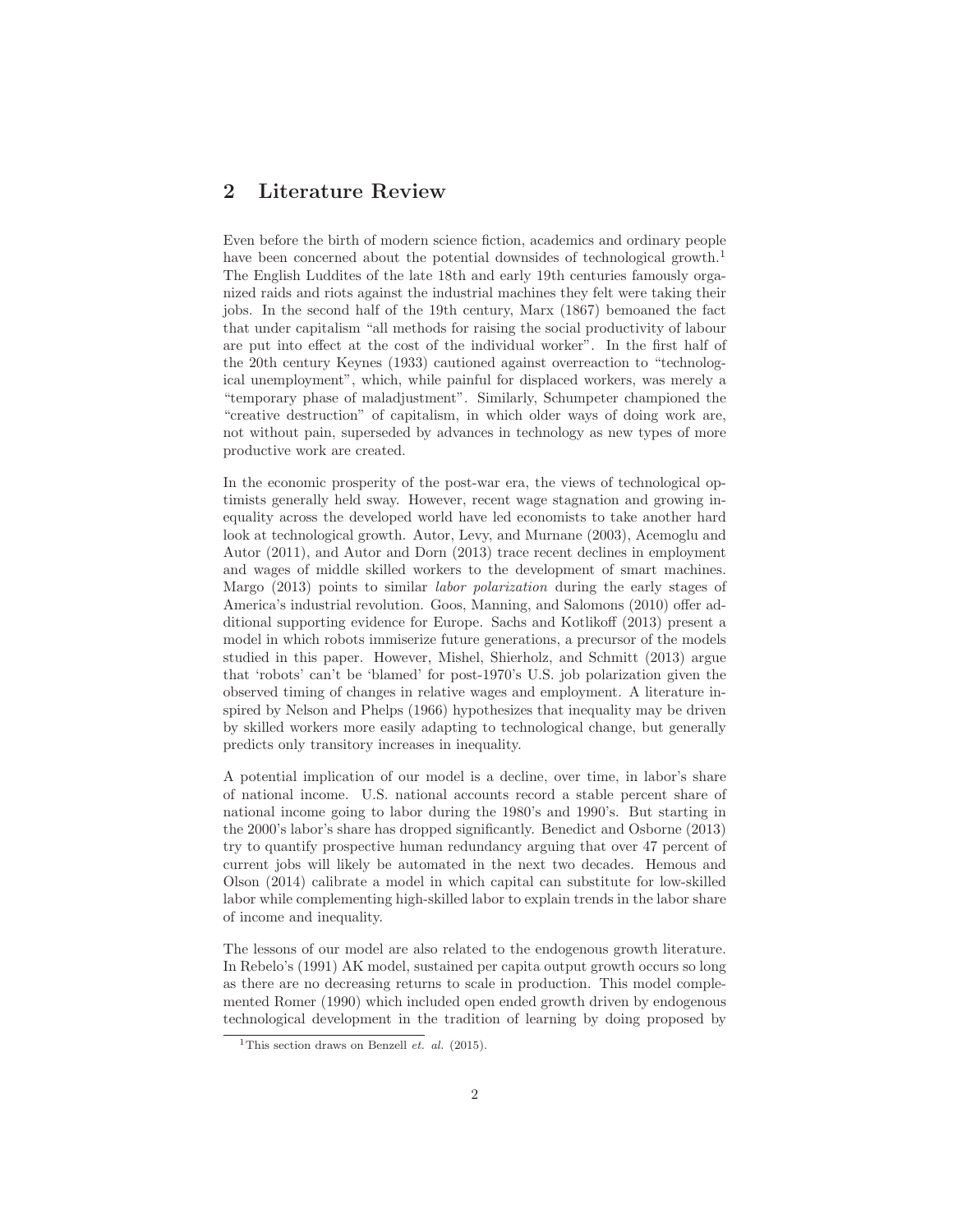## 2 Literature Review

Even before the birth of modern science fiction, academics and ordinary people have been concerned about the potential downsides of technological growth.[1] The English Luddites of the late 18th and early 19th centuries famously organized raids and riots against the industrial machines they felt were taking their jobs. In the second half of the 19th century, Marx (1867) bemoaned the fact that under capitalism "all methods for raising the social productivity of labour are put into effect at the cost of the individual worker". In the first half of the 20th century Keynes (1933) cautioned against overreaction to "technological unemployment", which, while painful for displaced workers, was merely a "temporary phase of maladjustment". Similarly, Schumpeter championed the "creative destruction" of capitalism, in which older ways of doing work are, not without pain, superseded by advances in technology as new types of more productive work are created.

In the economic prosperity of the post-war era, the views of technological optimists generally held sway. However, recent wage stagnation and growing inequality across the developed world have led economists to take another hard look at technological growth. Autor, Levy, and Murnane (2003), Acemoglu and Autor (2011), and Autor and Dorn (2013) trace recent declines in employment and wages of middle skilled workers to the development of smart machines. Margo (2013) points to similar *labor polarization* during the early stages of America's industrial revolution. Goos, Manning, and Salomons (2010) offer additional supporting evidence for Europe. Sachs and Kotlikoff (2013) present a model in which robots immiserize future generations, a precursor of the models studied in this paper. However, Mishel, Shierholz, and Schmitt (2013) argue that 'robots' can't be 'blamed' for post-1970's U.S. job polarization given the observed timing of changes in relative wages and employment. A literature inspired by Nelson and Phelps (1966) hypothesizes that inequality may be driven by skilled workers more easily adapting to technological change, but generally predicts only transitory increases in inequality.

A potential implication of our model is a decline, over time, in labor's share of national income. U.S. national accounts record a stable percent share of national income going to labor during the 1980's and 1990's. But starting in the 2000's labor's share has dropped significantly. Benedict and Osborne (2013) try to quantify prospective human redundancy arguing that over 47 percent of current jobs will likely be automated in the next two decades. Hemous and Olson (2014) calibrate a model in which capital can substitute for low-skilled labor while complementing high-skilled labor to explain trends in the labor share of income and inequality.

The lessons of our model are also related to the endogenous growth literature. In Rebelo's (1991) AK model, sustained per capita output growth occurs so long as there are no decreasing returns to scale in production. This model complemented Romer (1990) which included open ended growth driven by endogenous technological development in the tradition of learning by doing proposed by

[1] This section draws on Benzell *et. al.* (2015).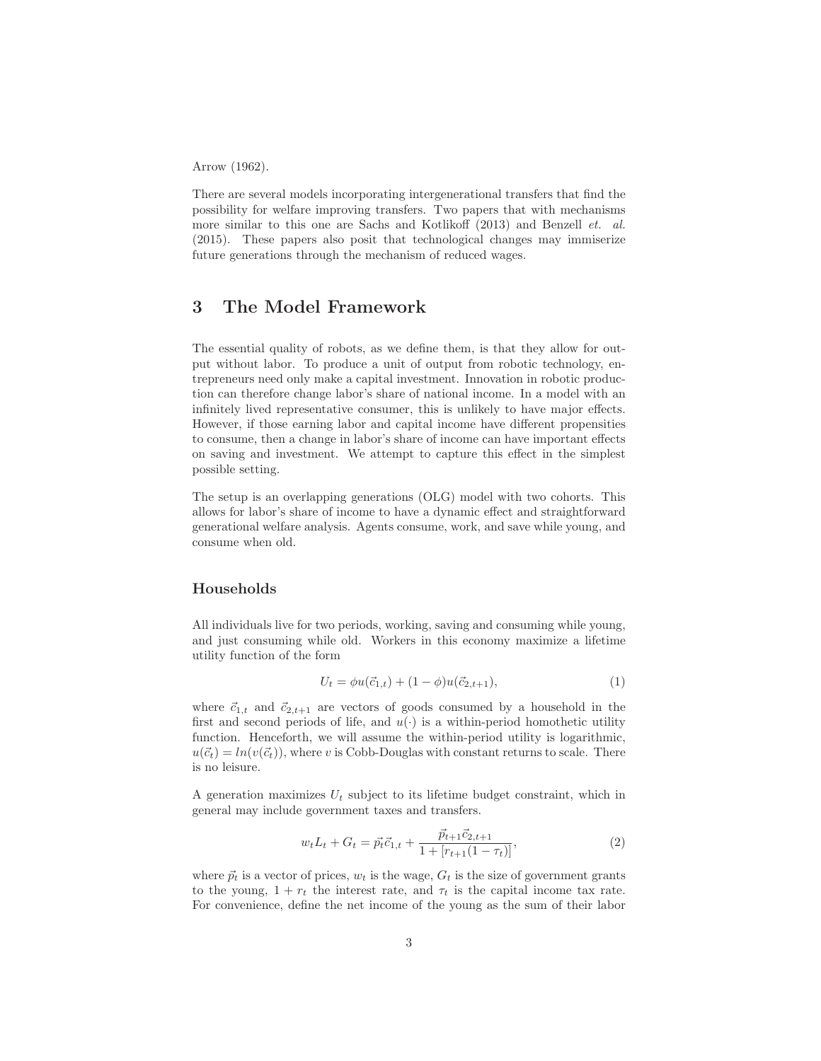Arrow (1962).

There are several models incorporating intergenerational transfers that find the possibility for welfare improving transfers. Two papers that with mechanisms more similar to this one are Sachs and Kotlikoff (2013) and Benzell *et. al.* (2015). These papers also posit that technological changes may immiserize future generations through the mechanism of reduced wages.

# 3 The Model Framework

The essential quality of robots, as we define them, is that they allow for output without labor. To produce a unit of output from robotic technology, entrepreneurs need only make a capital investment. Innovation in robotic production can therefore change labor's share of national income. In a model with an infinitely lived representative consumer, this is unlikely to have major effects. However, if those earning labor and capital income have different propensities to consume, then a change in labor's share of income can have important effects on saving and investment. We attempt to capture this effect in the simplest possible setting.

The setup is an overlapping generations (OLG) model with two cohorts. This allows for labor's share of income to have a dynamic effect and straightforward generational welfare analysis. Agents consume, work, and save while young, and consume when old.

### Households

All individuals live for two periods, working, saving and consuming while young, and just consuming while old. Workers in this economy maximize a lifetime utility function of the form

$$U_t = \phi u(\vec{c}_{1,t}) + (1-\phi)u(\vec{c}_{2,t+1}), \tag{1}$$

where $\vec{c}_{1,t}$ and $\vec{c}_{2,t+1}$ are vectors of goods consumed by a household in the first and second periods of life, and $u(\cdot)$ is a within-period homothetic utility function. Henceforth, we will assume the within-period utility is logarithmic, $u(\vec{c}_t) = ln(v(\vec{c}_t))$, where $v$ is Cobb-Douglas with constant returns to scale. There is no leisure.

A generation maximizes $U_t$ subject to its lifetime budget constraint, which in general may include government taxes and transfers.

$$w_t L_t + G_t = \vec{p}_t \vec{c}_{1,t} + \frac{\vec{p}_{t+1}\vec{c}_{2,t+1}}{1 + [r_{t+1}(1-\tau_t)]}, \tag{2}$$

where $\vec{p}_t$ is a vector of prices, $w_t$ is the wage, $G_t$ is the size of government grants to the young, $1 + r_t$ the interest rate, and $\tau_t$ is the capital income tax rate. For convenience, define the net income of the young as the sum of their labor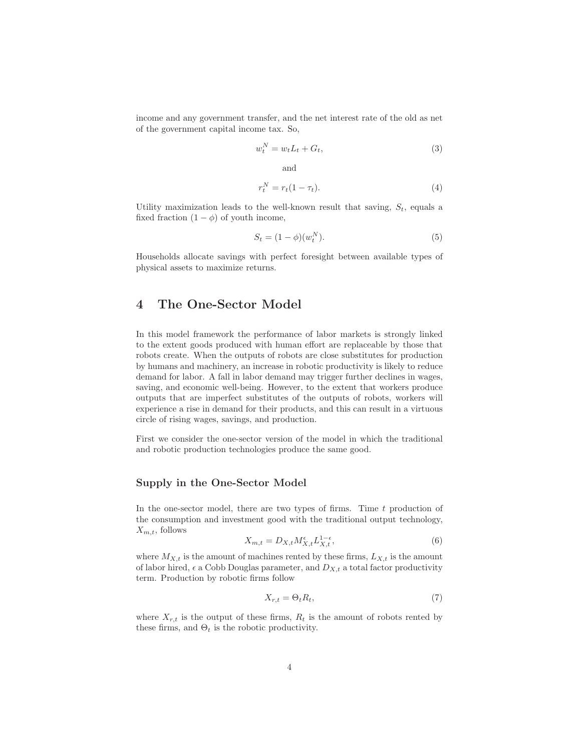income and any government transfer, and the net interest rate of the old as net of the government capital income tax. So,

$$w_t^N = w_t L_t + G_t, \tag{3}$$

and

$$r_t^N = r_t(1 - \tau_t). \tag{4}$$

Utility maximization leads to the well-known result that saving, $S_t$, equals a fixed fraction $(1 - \phi)$ of youth income,

$$S_t = (1 - \phi)(w_t^N). \tag{5}$$

Households allocate savings with perfect foresight between available types of physical assets to maximize returns.

# 4 The One-Sector Model

In this model framework the performance of labor markets is strongly linked to the extent goods produced with human effort are replaceable by those that robots create. When the outputs of robots are close substitutes for production by humans and machinery, an increase in robotic productivity is likely to reduce demand for labor. A fall in labor demand may trigger further declines in wages, saving, and economic well-being. However, to the extent that workers produce outputs that are imperfect substitutes of the outputs of robots, workers will experience a rise in demand for their products, and this can result in a virtuous circle of rising wages, savings, and production.

First we consider the one-sector version of the model in which the traditional and robotic production technologies produce the same good.

### Supply in the One-Sector Model

In the one-sector model, there are two types of firms. Time $t$ production of the consumption and investment good with the traditional output technology, $X_{m,t}$, follows

$$X_{m,t} = D_{X,t} M_{X,t}^{\epsilon} L_{X,t}^{1-\epsilon}, \tag{6}$$

where $M_{X,t}$ is the amount of machines rented by these firms, $L_{X,t}$ is the amount of labor hired, $\epsilon$ a Cobb Douglas parameter, and $D_{X,t}$ a total factor productivity term. Production by robotic firms follow

$$X_{r,t} = \Theta_t R_t, \tag{7}$$

where $X_{r,t}$ is the output of these firms, $R_t$ is the amount of robots rented by these firms, and $\Theta_t$ is the robotic productivity.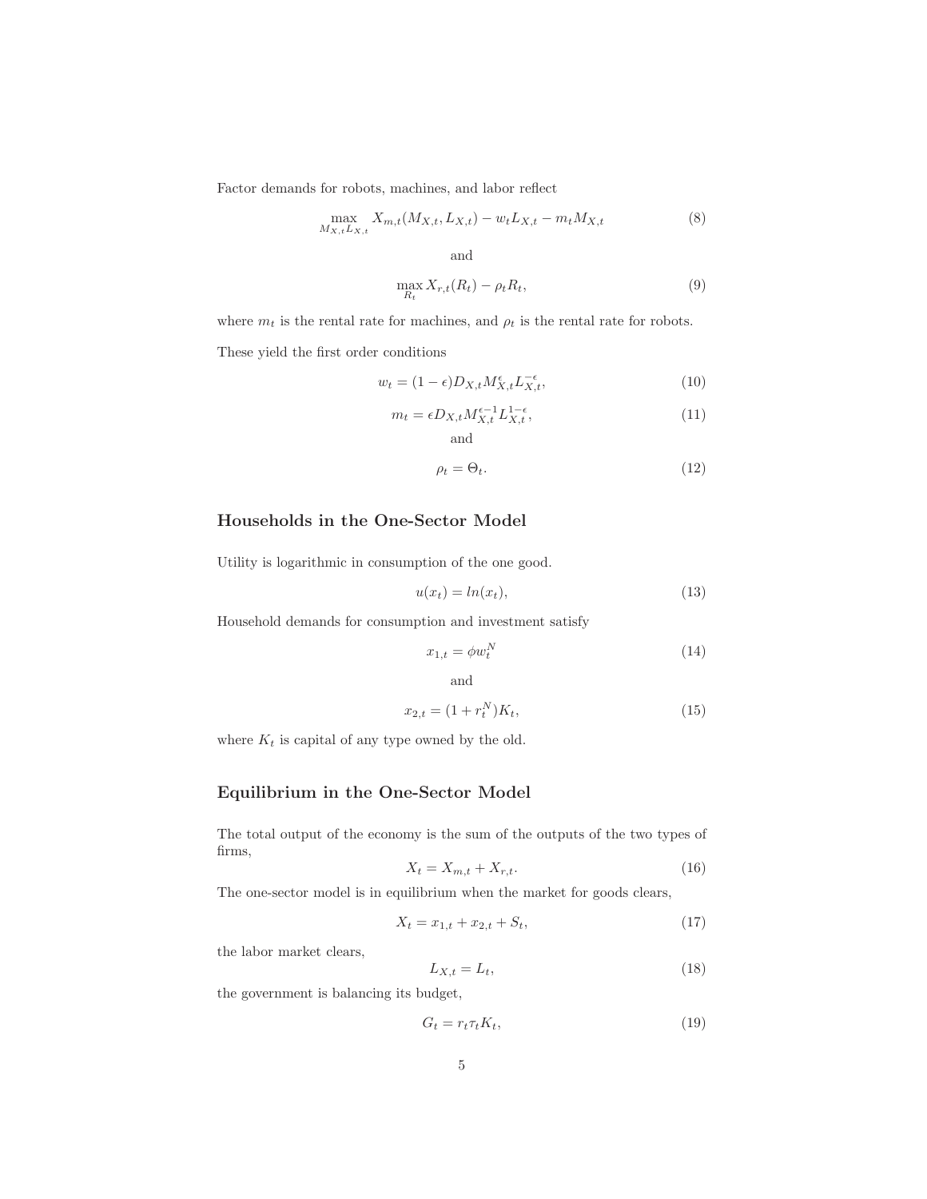Factor demands for robots, machines, and labor reflect

$$\max_{M_{X,t}L_{X,t}} X_{m,t}(M_{X,t}, L_{X,t}) - w_t L_{X,t} - m_t M_{X,t} \tag{8}$$

and

$$\max_{R_t} X_{r,t}(R_t) - \rho_t R_t, \tag{9}$$

where $m_t$ is the rental rate for machines, and $\rho_t$ is the rental rate for robots.

These yield the first order conditions

$$w_t = (1-\epsilon) D_{X,t} M_{X,t}^{\epsilon} L_{X,t}^{-\epsilon}, \tag{10}$$

$$m_t = \epsilon D_{X,t} M_{X,t}^{\epsilon-1} L_{X,t}^{1-\epsilon}, \tag{11}$$

and

$$\rho_t = \Theta_t. \tag{12}$$

## Households in the One-Sector Model

Utility is logarithmic in consumption of the one good.

$$u(x_t) = ln(x_t), \tag{13}$$

Household demands for consumption and investment satisfy

$$x_{1,t} = \phi w_t^N \tag{14}$$

and

$$x_{2,t} = (1 + r_t^N) K_t, \tag{15}$$

where $K_t$ is capital of any type owned by the old.

## Equilibrium in the One-Sector Model

The total output of the economy is the sum of the outputs of the two types of firms,

$$X_t = X_{m,t} + X_{r,t}. \tag{16}$$

The one-sector model is in equilibrium when the market for goods clears,

$$X_t = x_{1,t} + x_{2,t} + S_t, \tag{17}$$

the labor market clears,

$$L_{X,t} = L_t, \tag{18}$$

the government is balancing its budget,

$$G_t = r_t \tau_t K_t, \tag{19}$$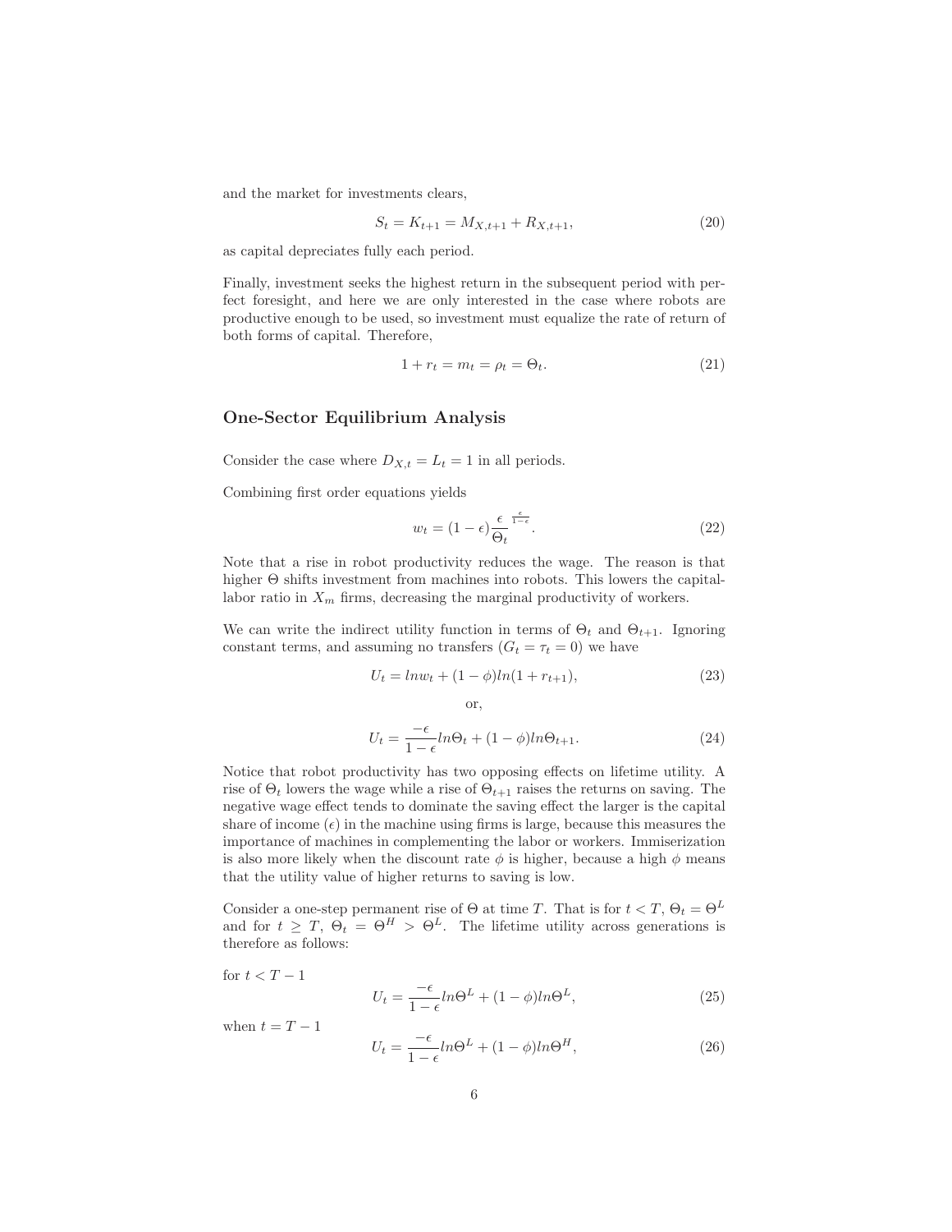and the market for investments clears,

$$S_t = K_{t+1} = M_{X,t+1} + R_{X,t+1}, \tag{20}$$

as capital depreciates fully each period.

Finally, investment seeks the highest return in the subsequent period with perfect foresight, and here we are only interested in the case where robots are productive enough to be used, so investment must equalize the rate of return of both forms of capital. Therefore,

$$1 + r_t = m_t = \rho_t = \Theta_t. \tag{21}$$

### One-Sector Equilibrium Analysis

Consider the case where $D_{X,t} = L_t = 1$ in all periods.

Combining first order equations yields

$$w_t = (1-\epsilon)\frac{\epsilon}{\Theta_t}^{\frac{\epsilon}{1-\epsilon}}. \tag{22}$$

Note that a rise in robot productivity reduces the wage. The reason is that higher $\Theta$ shifts investment from machines into robots. This lowers the capital-labor ratio in $X_m$ firms, decreasing the marginal productivity of workers.

We can write the indirect utility function in terms of $\Theta_t$ and $\Theta_{t+1}$. Ignoring constant terms, and assuming no transfers ($G_t = \tau_t = 0$) we have

$$U_t = ln w_t + (1-\phi) ln(1 + r_{t+1}), \tag{23}$$

or,

$$U_t = \frac{-\epsilon}{1-\epsilon} ln\Theta_t + (1-\phi) ln\Theta_{t+1}. \tag{24}$$

Notice that robot productivity has two opposing effects on lifetime utility. A rise of $\Theta_t$ lowers the wage while a rise of $\Theta_{t+1}$ raises the returns on saving. The negative wage effect tends to dominate the saving effect the larger is the capital share of income ($\epsilon$) in the machine using firms is large, because this measures the importance of machines in complementing the labor or workers. Immiserization is also more likely when the discount rate $\phi$ is higher, because a high $\phi$ means that the utility value of higher returns to saving is low.

Consider a one-step permanent rise of $\Theta$ at time $T$. That is for $t < T$, $\Theta_t = \Theta^L$ and for $t \geq T$, $\Theta_t = \Theta^H > \Theta^L$. The lifetime utility across generations is therefore as follows:

for $t < T - 1$

$$U_t = \frac{-\epsilon}{1-\epsilon} ln\Theta^L + (1-\phi) ln\Theta^L, \tag{25}$$

when $t = T - 1$

$$U_t = \frac{-\epsilon}{1-\epsilon} ln\Theta^L + (1-\phi) ln\Theta^H, \tag{26}$$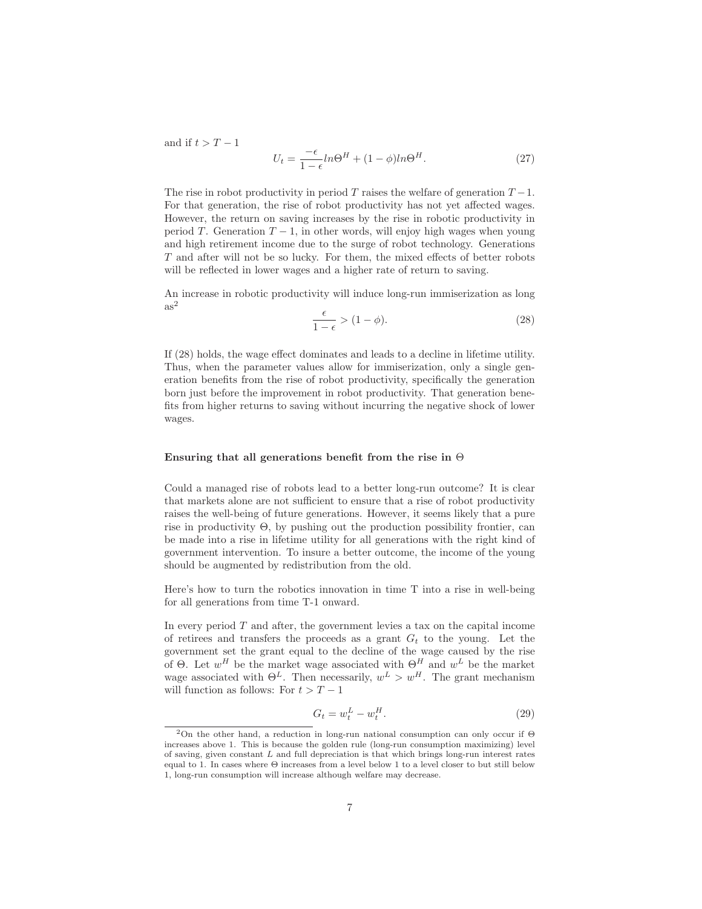and if $t > T - 1$

$$U_t = \frac{-\epsilon}{1-\epsilon} ln\Theta^H + (1-\phi) ln\Theta^H. \tag{27}$$

The rise in robot productivity in period $T$ raises the welfare of generation $T-1$. For that generation, the rise of robot productivity has not yet affected wages. However, the return on saving increases by the rise in robotic productivity in period $T$. Generation $T-1$, in other words, will enjoy high wages when young and high retirement income due to the surge of robot technology. Generations $T$ and after will not be so lucky. For them, the mixed effects of better robots will be reflected in lower wages and a higher rate of return to saving.

An increase in robotic productivity will induce long-run immiserization as long as[2]

$$\frac{\epsilon}{1-\epsilon} > (1-\phi). \tag{28}$$

If (28) holds, the wage effect dominates and leads to a decline in lifetime utility. Thus, when the parameter values allow for immiserization, only a single generation benefits from the rise of robot productivity, specifically the generation born just before the improvement in robot productivity. That generation benefits from higher returns to saving without incurring the negative shock of lower wages.

### Ensuring that all generations benefit from the rise in $\Theta$

Could a managed rise of robots lead to a better long-run outcome? It is clear that markets alone are not sufficient to ensure that a rise of robot productivity raises the well-being of future generations. However, it seems likely that a pure rise in productivity $\Theta$, by pushing out the production possibility frontier, can be made into a rise in lifetime utility for all generations with the right kind of government intervention. To insure a better outcome, the income of the young should be augmented by redistribution from the old.

Here's how to turn the robotics innovation in time T into a rise in well-being for all generations from time T-1 onward.

In every period $T$ and after, the government levies a tax on the capital income of retirees and transfers the proceeds as a grant $G_t$ to the young. Let the government set the grant equal to the decline of the wage caused by the rise of $\Theta$. Let $w^H$ be the market wage associated with $\Theta^H$ and $w^L$ be the market wage associated with $\Theta^L$. Then necessarily, $w^L > w^H$. The grant mechanism will function as follows: For $t > T - 1$

$$G_t = w_t^L - w_t^H. \tag{29}$$

[2]On the other hand, a reduction in long-run national consumption can only occur if $\Theta$ increases above 1. This is because the golden rule (long-run consumption maximizing) level of saving, given constant $L$ and full depreciation is that which brings long-run interest rates equal to 1. In cases where $\Theta$ increases from a level below 1 to a level closer to but still below 1, long-run consumption will increase although welfare may decrease.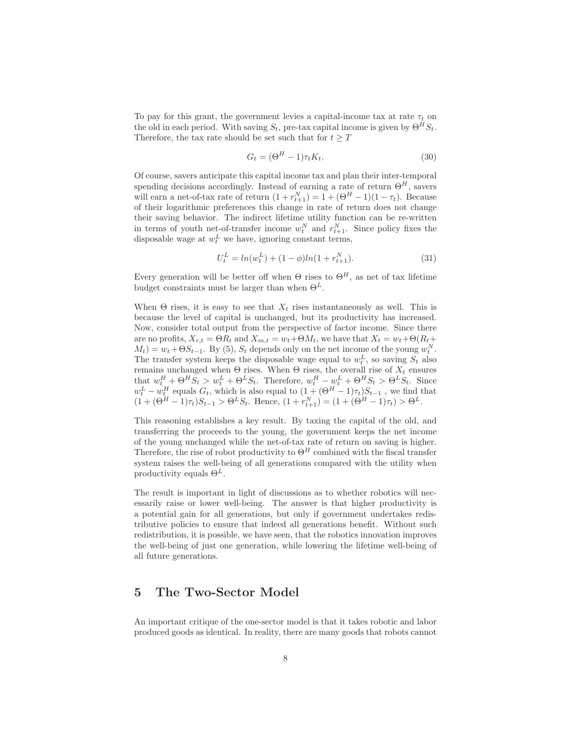To pay for this grant, the government levies a capital-income tax at rate $\tau_t$ on the old in each period. With saving $S_t$, pre-tax capital income is given by $\Theta^H S_t$. Therefore, the tax rate should be set such that for $t \geq T$

$$G_t = (\Theta^H - 1)\tau_t K_t. \tag{30}$$

Of course, savers anticipate this capital income tax and plan their inter-temporal spending decisions accordingly. Instead of earning a rate of return $\Theta^H$, savers will earn a net-of-tax rate of return $(1 + r^N_{t+1}) = 1 + (\Theta^H - 1)(1 - \tau_t)$. Because of their logarithmic preferences this change in rate of return does not change their saving behavior. The indirect lifetime utility function can be re-written in terms of youth net-of-transfer income $w^N_t$ and $r^N_{t+1}$. Since policy fixes the disposable wage at $w^L_t$ we have, ignoring constant terms,

$$U^L_t = ln(w^L_t) + (1 - \phi) ln(1 + r^N_{t+1}). \tag{31}$$

Every generation will be better off when $\Theta$ rises to $\Theta^H$, as net of tax lifetime budget constraints must be larger than when $\Theta^L$.

When $\Theta$ rises, it is easy to see that $X_t$ rises instantaneously as well. This is because the level of capital is unchanged, but its productivity has increased. Now, consider total output from the perspective of factor income. Since there are no profits, $X_{r,t} = \Theta R_t$ and $X_{m,t} = w_t + \Theta M_t$, we have that $X_t = w_t + \Theta(R_t + M_t) = w_t + \Theta S_{t-1}$. By (5), $S_t$ depends only on the net income of the young $w^N_t$. The transfer system keeps the disposable wage equal to $w^L_t$, so saving $S_t$ also remains unchanged when $\Theta$ rises. When $\Theta$ rises, the overall rise of $X_t$ ensures that $w^H_t + \Theta^H S_t > w^L_t + \Theta^L S_t$. Therefore, $w^H_t - w^L_t + \Theta^H S_t > \Theta^L S_t$. Since $w^L_t - w^H_t$ equals $G_t$, which is also equal to $(1 + (\Theta^H - 1)\tau_t)S_{t-1}$ , we find that $(1 + (\Theta^H - 1)\tau_t)S_{t-1} > \Theta^L S_t$. Hence, $(1 + r^N_{t+1}) = (1 + (\Theta^H - 1)\tau_t) > \Theta^L$.

This reasoning establishes a key result. By taxing the capital of the old, and transferring the proceeds to the young, the government keeps the net income of the young unchanged while the net-of-tax rate of return on saving is higher. Therefore, the rise of robot productivity to $\Theta^H$ combined with the fiscal transfer system raises the well-being of all generations compared with the utility when productivity equals $\Theta^L$.

The result is important in light of discussions as to whether robotics will necessarily raise or lower well-being. The answer is that higher productivity is a potential gain for all generations, but only if government undertakes redistributive policies to ensure that indeed all generations benefit. Without such redistribution, it is possible, we have seen, that the robotics innovation improves the well-being of just one generation, while lowering the lifetime well-being of all future generations.

# 5 The Two-Sector Model

An important critique of the one-sector model is that it takes robotic and labor produced goods as identical. In reality, there are many goods that robots cannot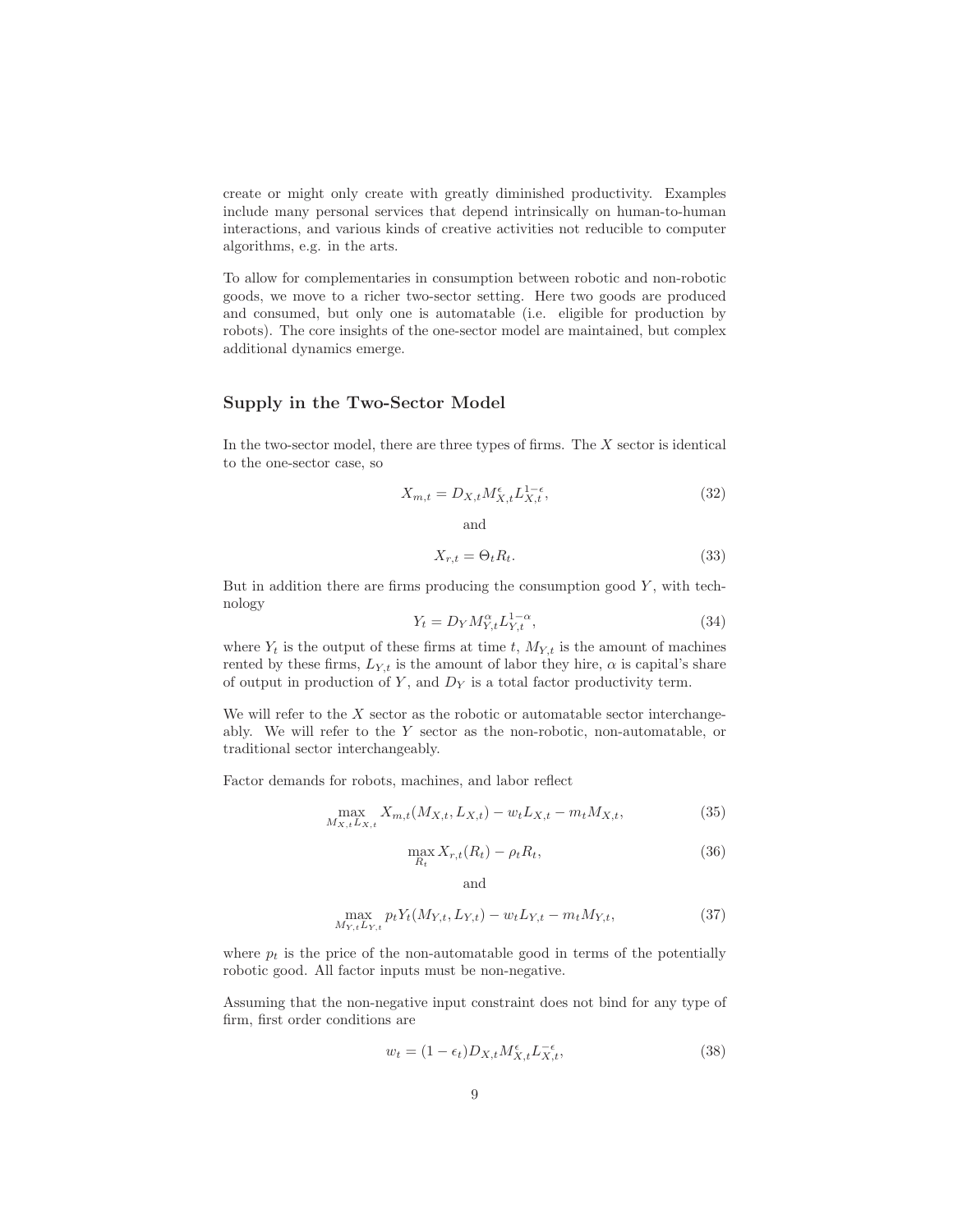create or might only create with greatly diminished productivity. Examples include many personal services that depend intrinsically on human-to-human interactions, and various kinds of creative activities not reducible to computer algorithms, e.g. in the arts.

To allow for complementaries in consumption between robotic and non-robotic goods, we move to a richer two-sector setting. Here two goods are produced and consumed, but only one is automatable (i.e. eligible for production by robots). The core insights of the one-sector model are maintained, but complex additional dynamics emerge.

## Supply in the Two-Sector Model

In the two-sector model, there are three types of firms. The $X$ sector is identical to the one-sector case, so

$$X_{m,t} = D_{X,t} M_{X,t}^{\epsilon} L_{X,t}^{1-\epsilon}, \tag{32}$$

and

$$X_{r,t} = \Theta_t R_t. \tag{33}$$

But in addition there are firms producing the consumption good $Y$, with technology

$$Y_t = D_Y M_{Y,t}^{\alpha} L_{Y,t}^{1-\alpha}, \tag{34}$$

where $Y_t$ is the output of these firms at time $t$, $M_{Y,t}$ is the amount of machines rented by these firms, $L_{Y,t}$ is the amount of labor they hire, $\alpha$ is capital's share of output in production of $Y$, and $D_Y$ is a total factor productivity term.

We will refer to the $X$ sector as the robotic or automatable sector interchangeably. We will refer to the $Y$ sector as the non-robotic, non-automatable, or traditional sector interchangeably.

Factor demands for robots, machines, and labor reflect

$$\max_{M_{X,t} L_{X,t}} X_{m,t}(M_{X,t}, L_{X,t}) - w_t L_{X,t} - m_t M_{X,t}, \tag{35}$$

$$\max_{R_t} X_{r,t}(R_t) - \rho_t R_t, \tag{36}$$

and

$$\max_{M_{Y,t} L_{Y,t}} p_t Y_t(M_{Y,t}, L_{Y,t}) - w_t L_{Y,t} - m_t M_{Y,t}, \tag{37}$$

where $p_t$ is the price of the non-automatable good in terms of the potentially robotic good. All factor inputs must be non-negative.

Assuming that the non-negative input constraint does not bind for any type of firm, first order conditions are

$$w_t = (1 - \epsilon_t) D_{X,t} M_{X,t}^{\epsilon} L_{X,t}^{-\epsilon}, \tag{38}$$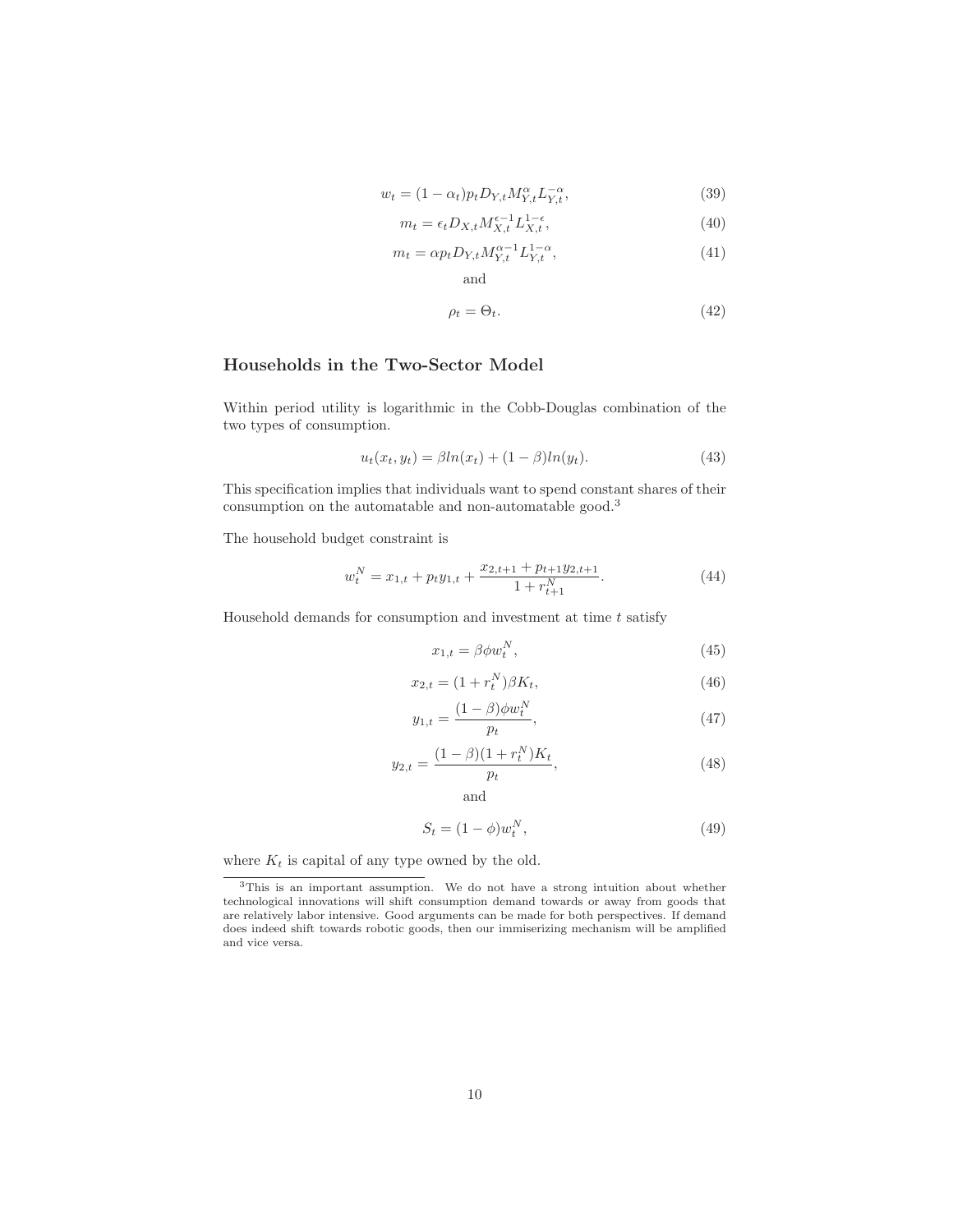$$w_t = (1 - \alpha_t) p_t D_{Y,t} M_{Y,t}^{\alpha} L_{Y,t}^{-\alpha}, \tag{39}$$

$$m_t = \epsilon_t D_{X,t} M_{X,t}^{\epsilon - 1} L_{X,t}^{1-\epsilon}, \tag{40}$$

$$m_t = \alpha p_t D_{Y,t} M_{Y,t}^{\alpha - 1} L_{Y,t}^{1-\alpha}, \tag{41}$$

and

$$\rho_t = \Theta_t. \tag{42}$$

### Households in the Two-Sector Model

Within period utility is logarithmic in the Cobb-Douglas combination of the two types of consumption.

$$u_t(x_t, y_t) = \beta ln(x_t) + (1 - \beta) ln(y_t). \tag{43}$$

This specification implies that individuals want to spend constant shares of their consumption on the automatable and non-automatable good.[3]

The household budget constraint is

$$w_t^N = x_{1,t} + p_t y_{1,t} + \frac{x_{2,t+1} + p_{t+1} y_{2,t+1}}{1 + r_{t+1}^N}. \tag{44}$$

Household demands for consumption and investment at time $t$ satisfy

$$x_{1,t} = \beta \phi w_t^N, \tag{45}$$

$$x_{2,t} = (1 + r_t^N) \beta K_t, \tag{46}$$

$$y_{1,t} = \frac{(1 - \beta) \phi w_t^N}{p_t}, \tag{47}$$

$$y_{2,t} = \frac{(1 - \beta)(1 + r_t^N) K_t}{p_t}, \tag{48}$$

and

$$S_t = (1 - \phi) w_t^N, \tag{49}$$

where $K_t$ is capital of any type owned by the old.

[3] This is an important assumption. We do not have a strong intuition about whether technological innovations will shift consumption demand towards or away from goods that are relatively labor intensive. Good arguments can be made for both perspectives. If demand does indeed shift towards robotic goods, then our immiserizing mechanism will be amplified and vice versa.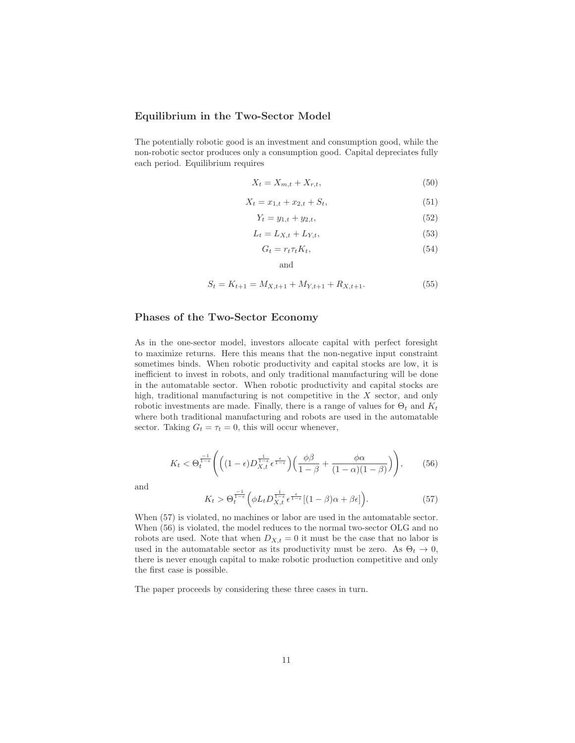### Equilibrium in the Two-Sector Model

The potentially robotic good is an investment and consumption good, while the non-robotic sector produces only a consumption good. Capital depreciates fully each period. Equilibrium requires

$$X_t = X_{m,t} + X_{r,t}, \tag{50}$$

$$X_t = x_{1,t} + x_{2,t} + S_t, \tag{51}$$

$$Y_t = y_{1,t} + y_{2,t}, \tag{52}$$

$$L_t = L_{X,t} + L_{Y,t}, \tag{53}$$

$$G_t = r_t \tau_t K_t, \tag{54}$$

and

$$S_t = K_{t+1} = M_{X,t+1} + M_{Y,t+1} + R_{X,t+1}. \tag{55}$$

### Phases of the Two-Sector Economy

As in the one-sector model, investors allocate capital with perfect foresight to maximize returns. Here this means that the non-negative input constraint sometimes binds. When robotic productivity and capital stocks are low, it is inefficient to invest in robots, and only traditional manufacturing will be done in the automatable sector. When robotic productivity and capital stocks are high, traditional manufacturing is not competitive in the $X$ sector, and only robotic investments are made. Finally, there is a range of values for $\Theta_t$ and $K_t$ where both traditional manufacturing and robots are used in the automatable sector. Taking $G_t = \tau_t = 0$, this will occur whenever,

$$K_t < \Theta_t^{\frac{-1}{1-\epsilon}} \left( \left( (1-\epsilon) D_{X,t}^{\frac{1}{1-\epsilon}} \epsilon^{\frac{\epsilon}{1-\epsilon}} \right) \left( \frac{\phi\beta}{1-\beta} + \frac{\phi\alpha}{(1-\alpha)(1-\beta)} \right) \right), \tag{56}$$

and

$$K_t > \Theta_t^{\frac{-1}{1-\epsilon}} \left( \phi L_t D_{X,t}^{\frac{1}{1-\epsilon}} \epsilon^{\frac{\epsilon}{1-\epsilon}} [(1-\beta)\alpha + \beta\epsilon] \right). \tag{57}$$

When (57) is violated, no machines or labor are used in the automatable sector. When (56) is violated, the model reduces to the normal two-sector OLG and no robots are used. Note that when $D_{X,t} = 0$ it must be the case that no labor is used in the automatable sector as its productivity must be zero. As $\Theta_t \to 0$, there is never enough capital to make robotic production competitive and only the first case is possible.

The paper proceeds by considering these three cases in turn.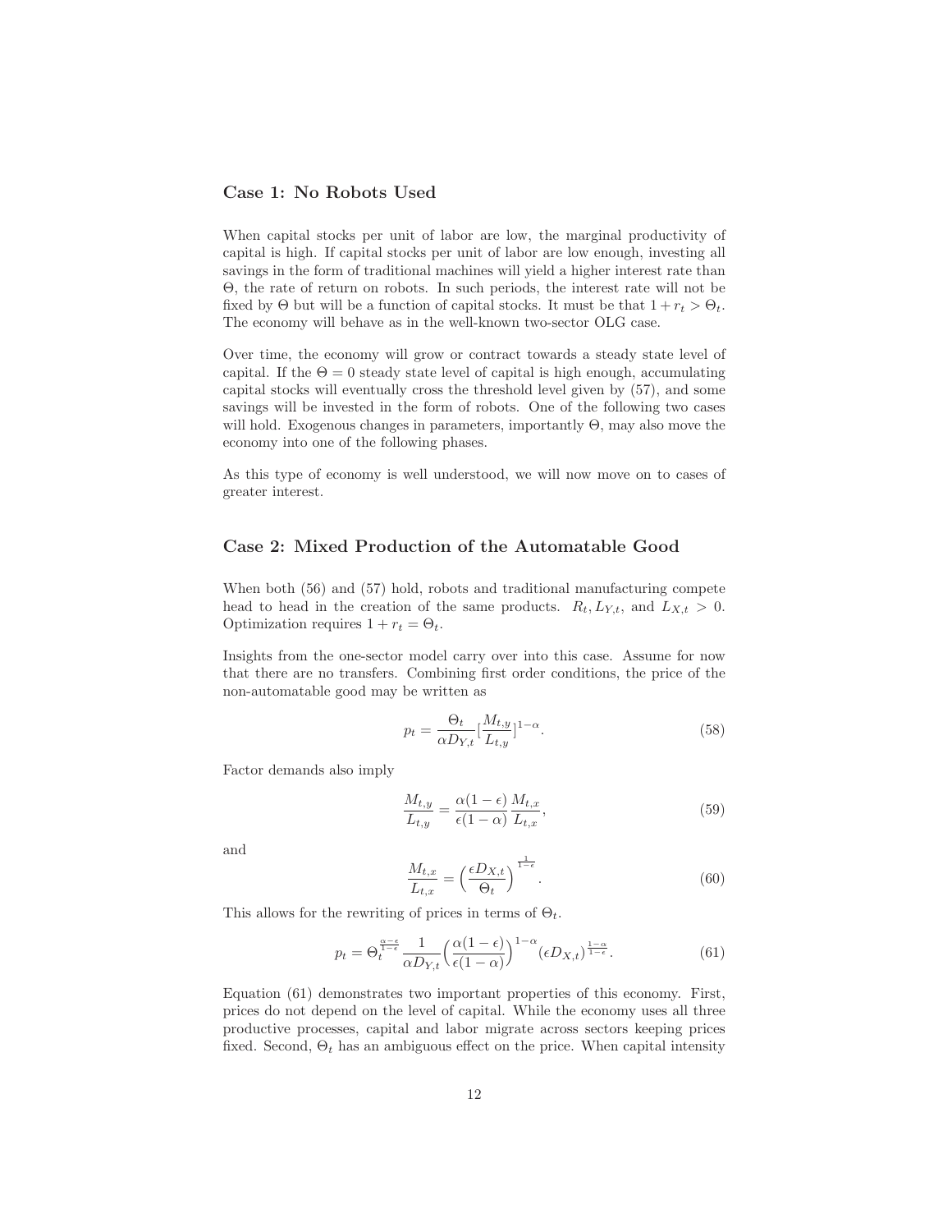### Case 1: No Robots Used

When capital stocks per unit of labor are low, the marginal productivity of capital is high. If capital stocks per unit of labor are low enough, investing all savings in the form of traditional machines will yield a higher interest rate than $\Theta$, the rate of return on robots. In such periods, the interest rate will not be fixed by $\Theta$ but will be a function of capital stocks. It must be that $1 + r_t > \Theta_t$. The economy will behave as in the well-known two-sector OLG case.

Over time, the economy will grow or contract towards a steady state level of capital. If the $\Theta = 0$ steady state level of capital is high enough, accumulating capital stocks will eventually cross the threshold level given by (57), and some savings will be invested in the form of robots. One of the following two cases will hold. Exogenous changes in parameters, importantly $\Theta$, may also move the economy into one of the following phases.

As this type of economy is well understood, we will now move on to cases of greater interest.

### Case 2: Mixed Production of the Automatable Good

When both (56) and (57) hold, robots and traditional manufacturing compete head to head in the creation of the same products. $R_t, L_{Y,t}$, and $L_{X,t} > 0$. Optimization requires $1 + r_t = \Theta_t$.

Insights from the one-sector model carry over into this case. Assume for now that there are no transfers. Combining first order conditions, the price of the non-automatable good may be written as

$$p_t = \frac{\Theta_t}{\alpha D_{Y,t}} [\frac{M_{t,y}}{L_{t,y}}]^{1-\alpha}. \tag{58}$$

Factor demands also imply

$$\frac{M_{t,y}}{L_{t,y}} = \frac{\alpha(1-\epsilon)}{\epsilon(1-\alpha)} \frac{M_{t,x}}{L_{t,x}}, \tag{59}$$

and

$$\frac{M_{t,x}}{L_{t,x}} = \Big(\frac{\epsilon D_{X,t}}{\Theta_t}\Big)^{\frac{1}{1-\epsilon}}. \tag{60}$$

This allows for the rewriting of prices in terms of $\Theta_t$.

$$p_t = \Theta_t^{\frac{\alpha-\epsilon}{1-\epsilon}} \frac{1}{\alpha D_{Y,t}} \Big(\frac{\alpha(1-\epsilon)}{\epsilon(1-\alpha)}\Big)^{1-\alpha} (\epsilon D_{X,t})^{\frac{1-\alpha}{1-\epsilon}}. \tag{61}$$

Equation (61) demonstrates two important properties of this economy. First, prices do not depend on the level of capital. While the economy uses all three productive processes, capital and labor migrate across sectors keeping prices fixed. Second, $\Theta_t$ has an ambiguous effect on the price. When capital intensity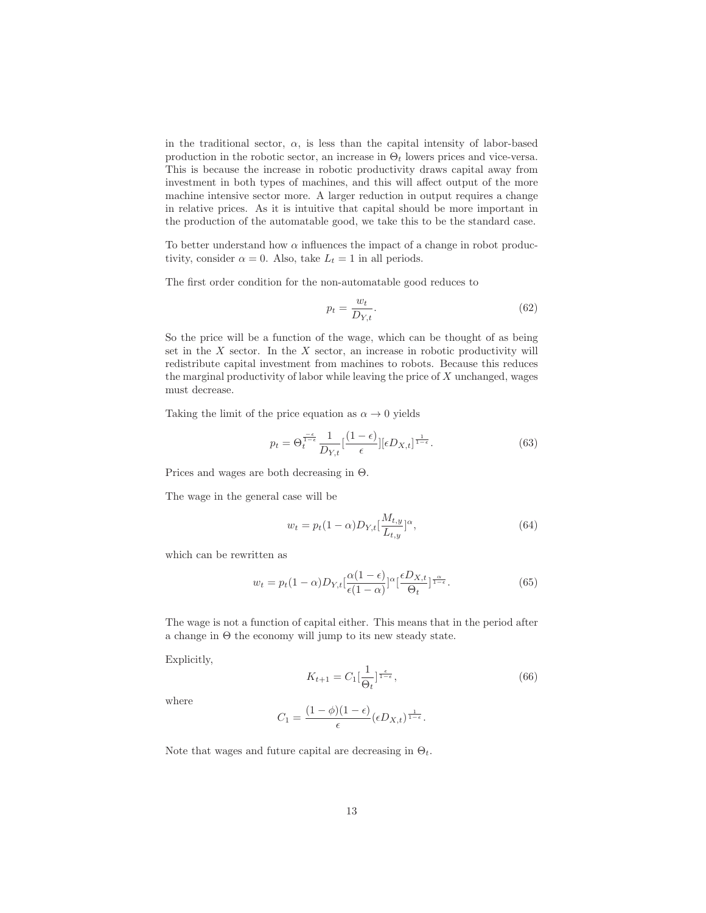in the traditional sector, $\alpha$, is less than the capital intensity of labor-based production in the robotic sector, an increase in $\Theta_t$ lowers prices and vice-versa. This is because the increase in robotic productivity draws capital away from investment in both types of machines, and this will affect output of the more machine intensive sector more. A larger reduction in output requires a change in relative prices. As it is intuitive that capital should be more important in the production of the automatable good, we take this to be the standard case.

To better understand how $\alpha$ influences the impact of a change in robot productivity, consider $\alpha = 0$. Also, take $L_t = 1$ in all periods.

The first order condition for the non-automatable good reduces to

$$p_t = \frac{w_t}{D_{Y,t}}. \tag{62}$$

So the price will be a function of the wage, which can be thought of as being set in the $X$ sector. In the $X$ sector, an increase in robotic productivity will redistribute capital investment from machines to robots. Because this reduces the marginal productivity of labor while leaving the price of $X$ unchanged, wages must decrease.

Taking the limit of the price equation as $\alpha \to 0$ yields

$$p_t = \Theta_t^{\frac{-\epsilon}{1-\epsilon}} \frac{1}{D_{Y,t}} [\frac{(1-\epsilon)}{\epsilon}][\epsilon D_{X,t}]^{\frac{1}{1-\epsilon}}. \tag{63}$$

Prices and wages are both decreasing in $\Theta$.

The wage in the general case will be

$$w_t = p_t(1-\alpha)D_{Y,t}[\frac{M_{t,y}}{L_{t,y}}]^{\alpha}, \tag{64}$$

which can be rewritten as

$$w_t = p_t(1-\alpha)D_{Y,t}[\frac{\alpha(1-\epsilon)}{\epsilon(1-\alpha)}]^{\alpha}[\frac{\epsilon D_{X,t}}{\Theta_t}]^{\frac{\alpha}{1-\epsilon}}. \tag{65}$$

The wage is not a function of capital either. This means that in the period after a change in $\Theta$ the economy will jump to its new steady state.

Explicitly,

$$K_{t+1} = C_1[\frac{1}{\Theta_t}]^{\frac{\epsilon}{1-\epsilon}}, \tag{66}$$

where

$$C_1 = \frac{(1-\phi)(1-\epsilon)}{\epsilon}(\epsilon D_{X,t})^{\frac{1}{1-\epsilon}}.$$

Note that wages and future capital are decreasing in $\Theta_t$.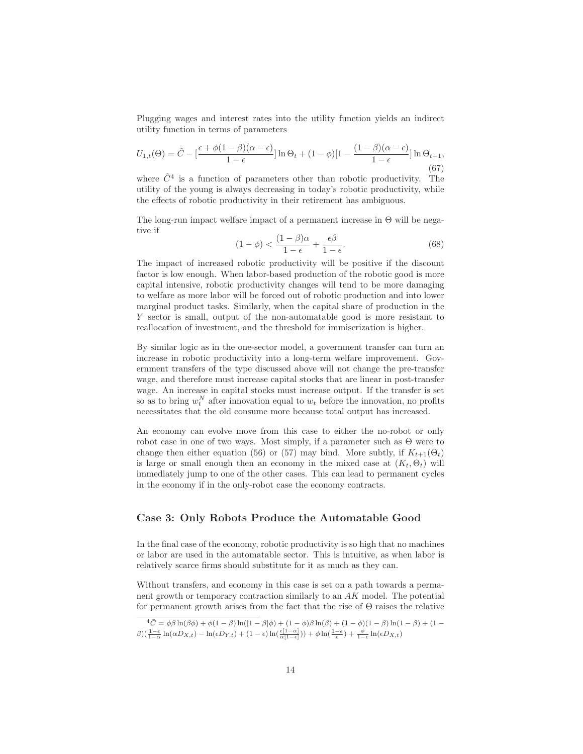Plugging wages and interest rates into the utility function yields an indirect utility function in terms of parameters

$$U_{1,t}(\Theta) = \tilde{C} - [\frac{\epsilon + \phi(1-\beta)(\alpha-\epsilon)}{1-\epsilon}] \ln \Theta_t + (1-\phi)[1 - \frac{(1-\beta)(\alpha-\epsilon)}{1-\epsilon}] \ln \Theta_{t+1}, \tag{67}$$

where $\tilde{C}$[4] is a function of parameters other than robotic productivity. The utility of the young is always decreasing in today's robotic productivity, while the effects of robotic productivity in their retirement has ambiguous.

The long-run impact welfare impact of a permanent increase in $\Theta$ will be negative if

$$(1-\phi) < \frac{(1-\beta)\alpha}{1-\epsilon} + \frac{\epsilon\beta}{1-\epsilon}. \tag{68}$$

The impact of increased robotic productivity will be positive if the discount factor is low enough. When labor-based production of the robotic good is more capital intensive, robotic productivity changes will tend to be more damaging to welfare as more labor will be forced out of robotic production and into lower marginal product tasks. Similarly, when the capital share of production in the $Y$ sector is small, output of the non-automatable good is more resistant to reallocation of investment, and the threshold for immiserization is higher.

By similar logic as in the one-sector model, a government transfer can turn an increase in robotic productivity into a long-term welfare improvement. Government transfers of the type discussed above will not change the pre-transfer wage, and therefore must increase capital stocks that are linear in post-transfer wage. An increase in capital stocks must increase output. If the transfer is set so as to bring $w_t^N$ after innovation equal to $w_t$ before the innovation, no profits necessitates that the old consume more because total output has increased.

An economy can evolve move from this case to either the no-robot or only robot case in one of two ways. Most simply, if a parameter such as $\Theta$ were to change then either equation (56) or (57) may bind. More subtly, if $K_{t+1}(\Theta_t)$ is large or small enough then an economy in the mixed case at $(K_t, \Theta_t)$ will immediately jump to one of the other cases. This can lead to permanent cycles in the economy if in the only-robot case the economy contracts.

### Case 3: Only Robots Produce the Automatable Good

In the final case of the economy, robotic productivity is so high that no machines or labor are used in the automatable sector. This is intuitive, as when labor is relatively scarce firms should substitute for it as much as they can.

Without transfers, and economy in this case is set on a path towards a permanent growth or temporary contraction similarly to an $AK$ model. The potential for permanent growth arises from the fact that the rise of $\Theta$ raises the relative

[4] $\tilde{C} = \phi\beta\ln(\beta\phi) + \phi(1-\beta)\ln([1-\beta]\phi) + (1-\phi)\beta\ln(\beta) + (1-\phi)(1-\beta)\ln(1-\beta) + (1-\beta)(\frac{1-\epsilon}{1-\alpha}\ln(\alpha D_{X,t}) - \ln(\epsilon D_{Y,t}) + (1-\epsilon)\ln(\frac{\epsilon[1-\alpha]}{\alpha[1-\epsilon]})) + \phi\ln(\frac{1-\epsilon}{\epsilon}) + \frac{\phi}{1-\epsilon}\ln(\epsilon D_{X,t})$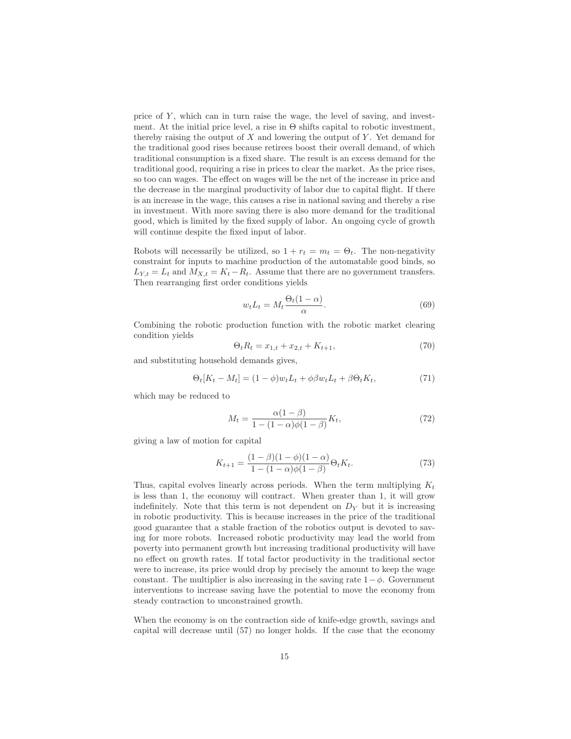price of $Y$, which can in turn raise the wage, the level of saving, and investment. At the initial price level, a rise in $\Theta$ shifts capital to robotic investment, thereby raising the output of $X$ and lowering the output of $Y$. Yet demand for the traditional good rises because retirees boost their overall demand, of which traditional consumption is a fixed share. The result is an excess demand for the traditional good, requiring a rise in prices to clear the market. As the price rises, so too can wages. The effect on wages will be the net of the increase in price and the decrease in the marginal productivity of labor due to capital flight. If there is an increase in the wage, this causes a rise in national saving and thereby a rise in investment. With more saving there is also more demand for the traditional good, which is limited by the fixed supply of labor. An ongoing cycle of growth will continue despite the fixed input of labor.

Robots will necessarily be utilized, so $1 + r_t = m_t = \Theta_t$. The non-negativity constraint for inputs to machine production of the automatable good binds, so $L_{Y,t} = L_t$ and $M_{X,t} = K_t - R_t$. Assume that there are no government transfers. Then rearranging first order conditions yields

$$w_t L_t = M_t \frac{\Theta_t(1-\alpha)}{\alpha}. \tag{69}$$

Combining the robotic production function with the robotic market clearing condition yields

$$\Theta_t R_t = x_{1,t} + x_{2,t} + K_{t+1}, \tag{70}$$

and substituting household demands gives,

$$\Theta_t[K_t - M_t] = (1-\phi) w_t L_t + \phi\beta w_t L_t + \beta\Theta_t K_t, \tag{71}$$

which may be reduced to

$$M_t = \frac{\alpha(1-\beta)}{1-(1-\alpha)\phi(1-\beta)} K_t, \tag{72}$$

giving a law of motion for capital

$$K_{t+1} = \frac{(1-\beta)(1-\phi)(1-\alpha)}{1-(1-\alpha)\phi(1-\beta)} \Theta_t K_t. \tag{73}$$

Thus, capital evolves linearly across periods. When the term multiplying $K_t$ is less than 1, the economy will contract. When greater than 1, it will grow indefinitely. Note that this term is not dependent on $D_Y$ but it is increasing in robotic productivity. This is because increases in the price of the traditional good guarantee that a stable fraction of the robotics output is devoted to saving for more robots. Increased robotic productivity may lead the world from poverty into permanent growth but increasing traditional productivity will have no effect on growth rates. If total factor productivity in the traditional sector were to increase, its price would drop by precisely the amount to keep the wage constant. The multiplier is also increasing in the saving rate $1-\phi$. Government interventions to increase saving have the potential to move the economy from steady contraction to unconstrained growth.

When the economy is on the contraction side of knife-edge growth, savings and capital will decrease until (57) no longer holds. If the case that the economy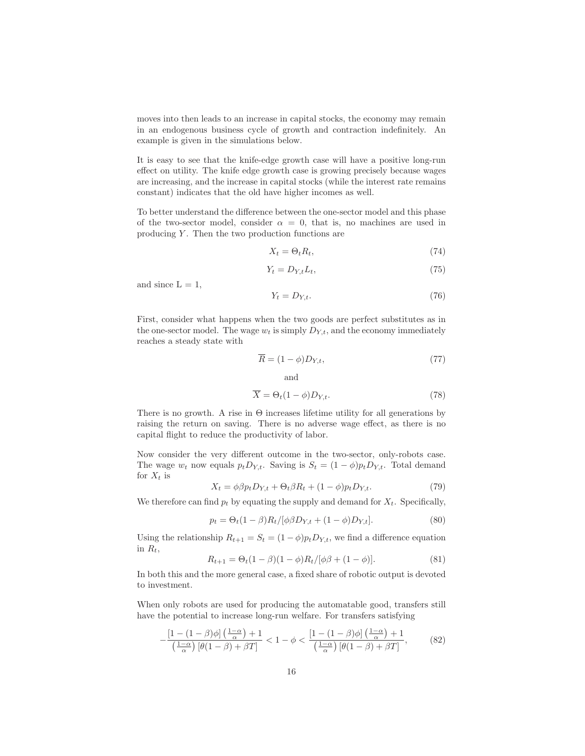moves into then leads to an increase in capital stocks, the economy may remain in an endogenous business cycle of growth and contraction indefinitely. An example is given in the simulations below.

It is easy to see that the knife-edge growth case will have a positive long-run effect on utility. The knife edge growth case is growing precisely because wages are increasing, and the increase in capital stocks (while the interest rate remains constant) indicates that the old have higher incomes as well.

To better understand the difference between the one-sector model and this phase of the two-sector model, consider $\alpha = 0$, that is, no machines are used in producing $Y$. Then the two production functions are

$$X_t = \Theta_t R_t, \tag{74}$$

$$Y_t = D_{Y,t} L_t, \tag{75}$$

and since L = 1,

$$Y_t = D_{Y,t}. \tag{76}$$

First, consider what happens when the two goods are perfect substitutes as in the one-sector model. The wage $w_t$ is simply $D_{Y,t}$, and the economy immediately reaches a steady state with

$$\overline{R} = (1-\phi) D_{Y,t}, \tag{77}$$

and

$$\overline{X} = \Theta_t (1-\phi) D_{Y,t}. \tag{78}$$

There is no growth. A rise in $\Theta$ increases lifetime utility for all generations by raising the return on saving. There is no adverse wage effect, as there is no capital flight to reduce the productivity of labor.

Now consider the very different outcome in the two-sector, only-robots case. The wage $w_t$ now equals $p_t D_{Y,t}$. Saving is $S_t = (1-\phi) p_t D_{Y,t}$. Total demand for $X_t$ is

$$X_t = \phi\beta p_t D_{Y,t} + \Theta_t \beta R_t + (1-\phi) p_t D_{Y,t}. \tag{79}$$

We therefore can find $p_t$ by equating the supply and demand for $X_t$. Specifically,

$$p_t = \Theta_t (1-\beta) R_t / [\phi\beta D_{Y,t} + (1-\phi) D_{Y,t}]. \tag{80}$$

Using the relationship $R_{t+1} = S_t = (1-\phi) p_t D_{Y,t}$, we find a difference equation in $R_t$,

$$R_{t+1} = \Theta_t (1-\beta)(1-\phi) R_t / [\phi\beta + (1-\phi)]. \tag{81}$$

In both this and the more general case, a fixed share of robotic output is devoted to investment.

When only robots are used for producing the automatable good, transfers still have the potential to increase long-run welfare. For transfers satisfying

$$-\frac{[1-(1-\beta)\phi]\left(\frac{1-\alpha}{\alpha}\right)+1}{\left(\frac{1-\alpha}{\alpha}\right)[\theta(1-\beta)+\beta T]} < 1-\phi < \frac{[1-(1-\beta)\phi]\left(\frac{1-\alpha}{\alpha}\right)+1}{\left(\frac{1-\alpha}{\alpha}\right)[\theta(1-\beta)+\beta T]}, \tag{82}$$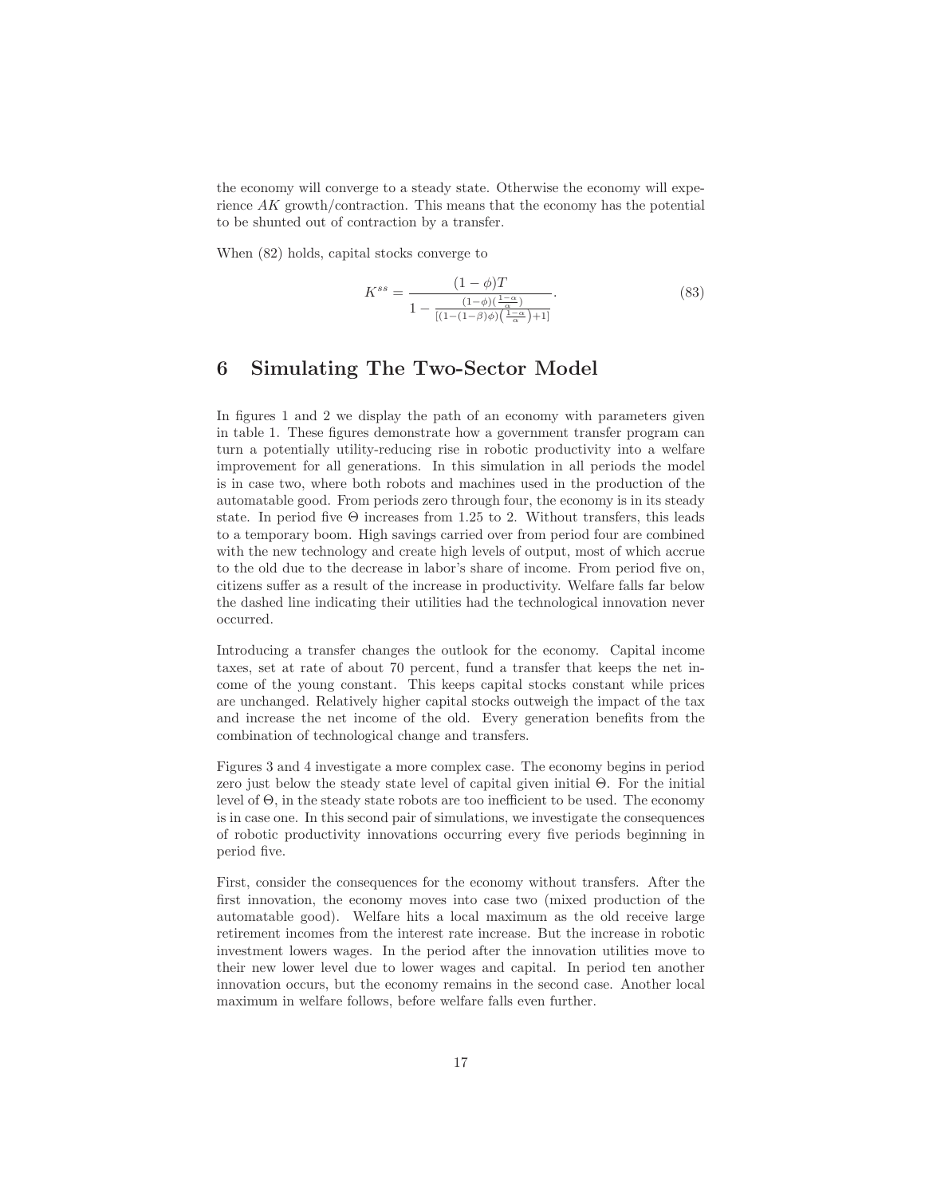the economy will converge to a steady state. Otherwise the economy will experience $AK$ growth/contraction. This means that the economy has the potential to be shunted out of contraction by a transfer.

When (82) holds, capital stocks converge to

$$K^{ss} = \frac{(1-\phi)T}{1 - \frac{(1-\phi)(\frac{1-\alpha}{\alpha})}{[(1-(1-\beta)\phi)\left(\frac{1-\alpha}{\alpha}\right)+1]}}. \tag{83}$$

# 6 Simulating The Two-Sector Model

In figures 1 and 2 we display the path of an economy with parameters given in table 1. These figures demonstrate how a government transfer program can turn a potentially utility-reducing rise in robotic productivity into a welfare improvement for all generations. In this simulation in all periods the model is in case two, where both robots and machines used in the production of the automatable good. From periods zero through four, the economy is in its steady state. In period five $\Theta$ increases from 1.25 to 2. Without transfers, this leads to a temporary boom. High savings carried over from period four are combined with the new technology and create high levels of output, most of which accrue to the old due to the decrease in labor's share of income. From period five on, citizens suffer as a result of the increase in productivity. Welfare falls far below the dashed line indicating their utilities had the technological innovation never occurred.

Introducing a transfer changes the outlook for the economy. Capital income taxes, set at rate of about 70 percent, fund a transfer that keeps the net income of the young constant. This keeps capital stocks constant while prices are unchanged. Relatively higher capital stocks outweigh the impact of the tax and increase the net income of the old. Every generation benefits from the combination of technological change and transfers.

Figures 3 and 4 investigate a more complex case. The economy begins in period zero just below the steady state level of capital given initial $\Theta$. For the initial level of $\Theta$, in the steady state robots are too inefficient to be used. The economy is in case one. In this second pair of simulations, we investigate the consequences of robotic productivity innovations occurring every five periods beginning in period five.

First, consider the consequences for the economy without transfers. After the first innovation, the economy moves into case two (mixed production of the automatable good). Welfare hits a local maximum as the old receive large retirement incomes from the interest rate increase. But the increase in robotic investment lowers wages. In the period after the innovation utilities move to their new lower level due to lower wages and capital. In period ten another innovation occurs, but the economy remains in the second case. Another local maximum in welfare follows, before welfare falls even further.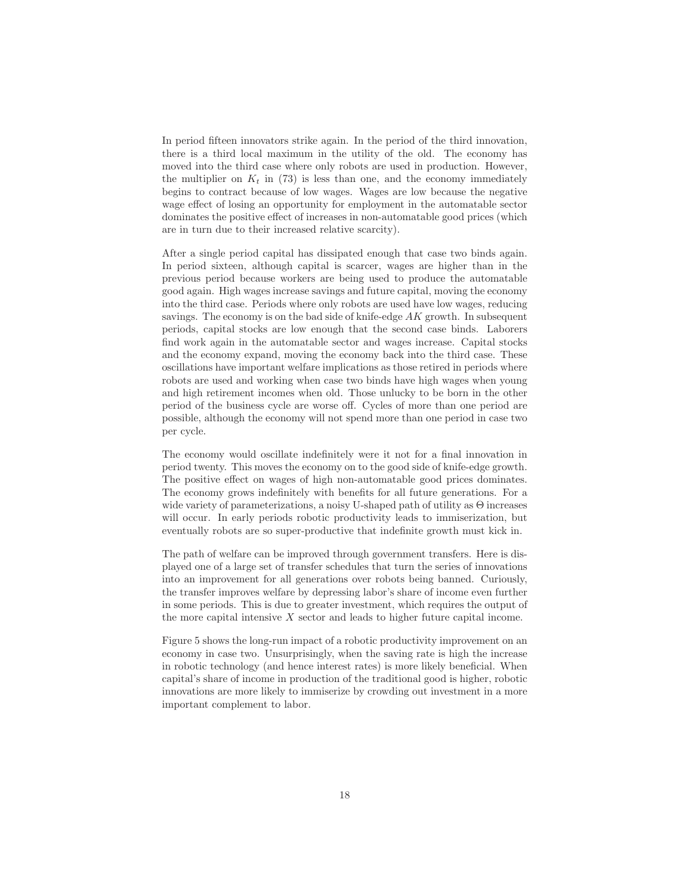In period fifteen innovators strike again. In the period of the third innovation, there is a third local maximum in the utility of the old. The economy has moved into the third case where only robots are used in production. However, the multiplier on $K_t$ in (73) is less than one, and the economy immediately begins to contract because of low wages. Wages are low because the negative wage effect of losing an opportunity for employment in the automatable sector dominates the positive effect of increases in non-automatable good prices (which are in turn due to their increased relative scarcity).

After a single period capital has dissipated enough that case two binds again. In period sixteen, although capital is scarcer, wages are higher than in the previous period because workers are being used to produce the automatable good again. High wages increase savings and future capital, moving the economy into the third case. Periods where only robots are used have low wages, reducing savings. The economy is on the bad side of knife-edge $AK$ growth. In subsequent periods, capital stocks are low enough that the second case binds. Laborers find work again in the automatable sector and wages increase. Capital stocks and the economy expand, moving the economy back into the third case. These oscillations have important welfare implications as those retired in periods where robots are used and working when case two binds have high wages when young and high retirement incomes when old. Those unlucky to be born in the other period of the business cycle are worse off. Cycles of more than one period are possible, although the economy will not spend more than one period in case two per cycle.

The economy would oscillate indefinitely were it not for a final innovation in period twenty. This moves the economy on to the good side of knife-edge growth. The positive effect on wages of high non-automatable good prices dominates. The economy grows indefinitely with benefits for all future generations. For a wide variety of parameterizations, a noisy U-shaped path of utility as $\Theta$ increases will occur. In early periods robotic productivity leads to immiserization, but eventually robots are so super-productive that indefinite growth must kick in.

The path of welfare can be improved through government transfers. Here is displayed one of a large set of transfer schedules that turn the series of innovations into an improvement for all generations over robots being banned. Curiously, the transfer improves welfare by depressing labor's share of income even further in some periods. This is due to greater investment, which requires the output of the more capital intensive $X$ sector and leads to higher future capital income.

Figure 5 shows the long-run impact of a robotic productivity improvement on an economy in case two. Unsurprisingly, when the saving rate is high the increase in robotic technology (and hence interest rates) is more likely beneficial. When capital's share of income in production of the traditional good is higher, robotic innovations are more likely to immiserize by crowding out investment in a more important complement to labor.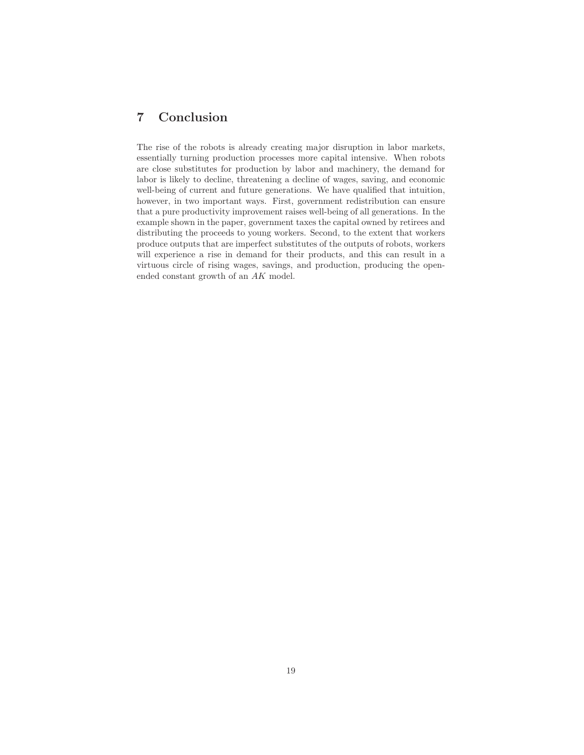## 7 Conclusion

The rise of the robots is already creating major disruption in labor markets, essentially turning production processes more capital intensive. When robots are close substitutes for production by labor and machinery, the demand for labor is likely to decline, threatening a decline of wages, saving, and economic well-being of current and future generations. We have qualified that intuition, however, in two important ways. First, government redistribution can ensure that a pure productivity improvement raises well-being of all generations. In the example shown in the paper, government taxes the capital owned by retirees and distributing the proceeds to young workers. Second, to the extent that workers produce outputs that are imperfect substitutes of the outputs of robots, workers will experience a rise in demand for their products, and this can result in a virtuous circle of rising wages, savings, and production, producing the open-ended constant growth of an $AK$ model.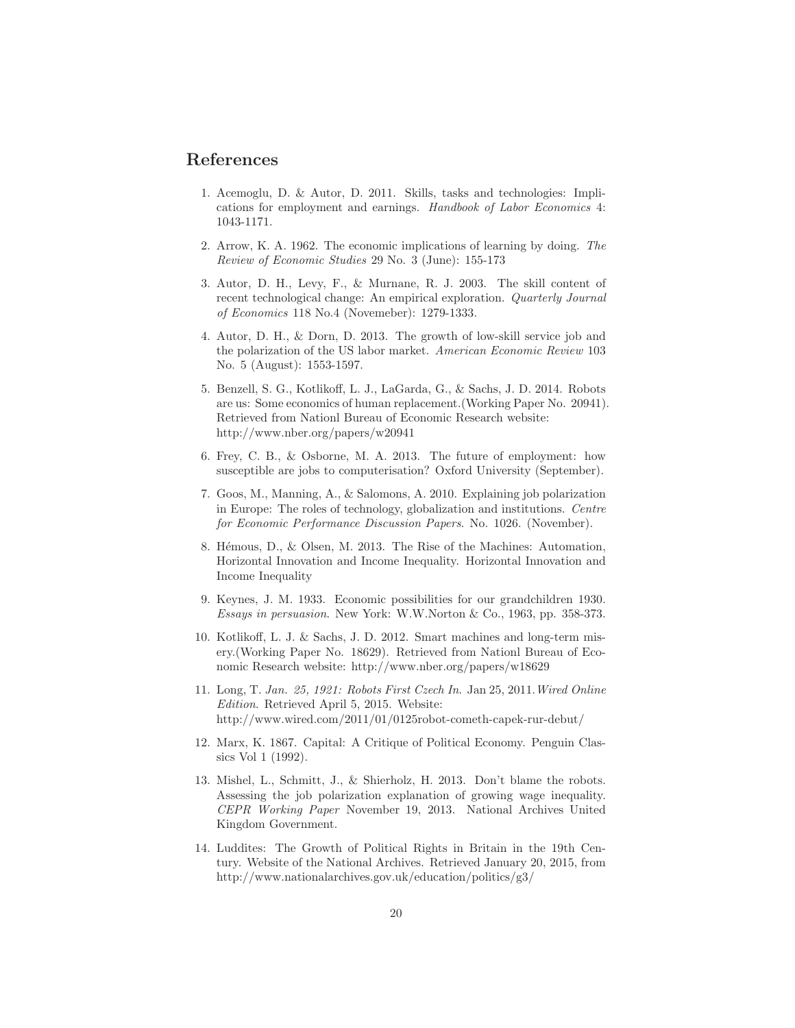## References

1. Acemoglu, D. & Autor, D. 2011. Skills, tasks and technologies: Implications for employment and earnings. *Handbook of Labor Economics* 4: 1043-1171.

2. Arrow, K. A. 1962. The economic implications of learning by doing. *The Review of Economic Studies* 29 No. 3 (June): 155-173

3. Autor, D. H., Levy, F., & Murnane, R. J. 2003. The skill content of recent technological change: An empirical exploration. *Quarterly Journal of Economics* 118 No.4 (Novemeber): 1279-1333.

4. Autor, D. H., & Dorn, D. 2013. The growth of low-skill service job and the polarization of the US labor market. *American Economic Review* 103 No. 5 (August): 1553-1597.

5. Benzell, S. G., Kotlikoff, L. J., LaGarda, G., & Sachs, J. D. 2014. Robots are us: Some economics of human replacement.(Working Paper No. 20941). Retrieved from Nationl Bureau of Economic Research website: http://www.nber.org/papers/w20941

6. Frey, C. B., & Osborne, M. A. 2013. The future of employment: how susceptible are jobs to computerisation? Oxford University (September).

7. Goos, M., Manning, A., & Salomons, A. 2010. Explaining job polarization in Europe: The roles of technology, globalization and institutions. *Centre for Economic Performance Discussion Papers*. No. 1026. (November).

8. Hémous, D., & Olsen, M. 2013. The Rise of the Machines: Automation, Horizontal Innovation and Income Inequality. Horizontal Innovation and Income Inequality

9. Keynes, J. M. 1933. Economic possibilities for our grandchildren 1930. *Essays in persuasion*. New York: W.W.Norton & Co., 1963, pp. 358-373.

10. Kotlikoff, L. J. & Sachs, J. D. 2012. Smart machines and long-term misery.(Working Paper No. 18629). Retrieved from Nationl Bureau of Economic Research website: http://www.nber.org/papers/w18629

11. Long, T. *Jan. 25, 1921: Robots First Czech In*. Jan 25, 2011.*Wired Online Edition*. Retrieved April 5, 2015. Website: http://www.wired.com/2011/01/0125robot-cometh-capek-rur-debut/

12. Marx, K. 1867. Capital: A Critique of Political Economy. Penguin Classics Vol 1 (1992).

13. Mishel, L., Schmitt, J., & Shierholz, H. 2013. Don't blame the robots. Assessing the job polarization explanation of growing wage inequality. *CEPR Working Paper* November 19, 2013. National Archives United Kingdom Government.

14. Luddites: The Growth of Political Rights in Britain in the 19th Century. Website of the National Archives. Retrieved January 20, 2015, from http://www.nationalarchives.gov.uk/education/politics/g3/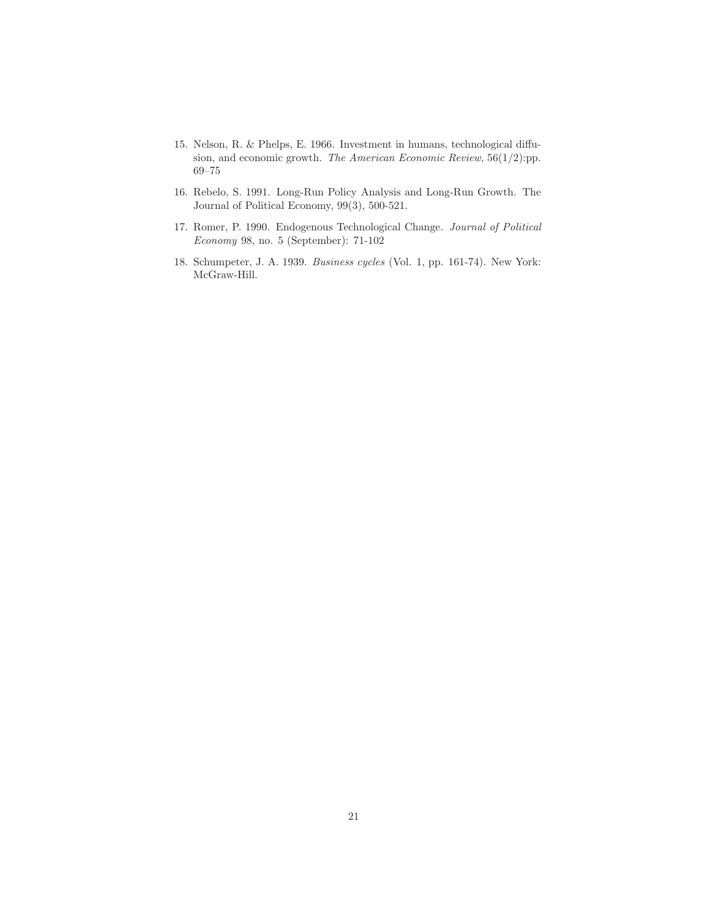15. Nelson, R. & Phelps, E. 1966. Investment in humans, technological diffusion, and economic growth. *The American Economic Review*, 56(1/2):pp. 69–75

16. Rebelo, S. 1991. Long-Run Policy Analysis and Long-Run Growth. The Journal of Political Economy, 99(3), 500-521.

17. Romer, P. 1990. Endogenous Technological Change. *Journal of Political Economy* 98, no. 5 (September): 71-102

18. Schumpeter, J. A. 1939. *Business cycles* (Vol. 1, pp. 161-74). New York: McGraw-Hill.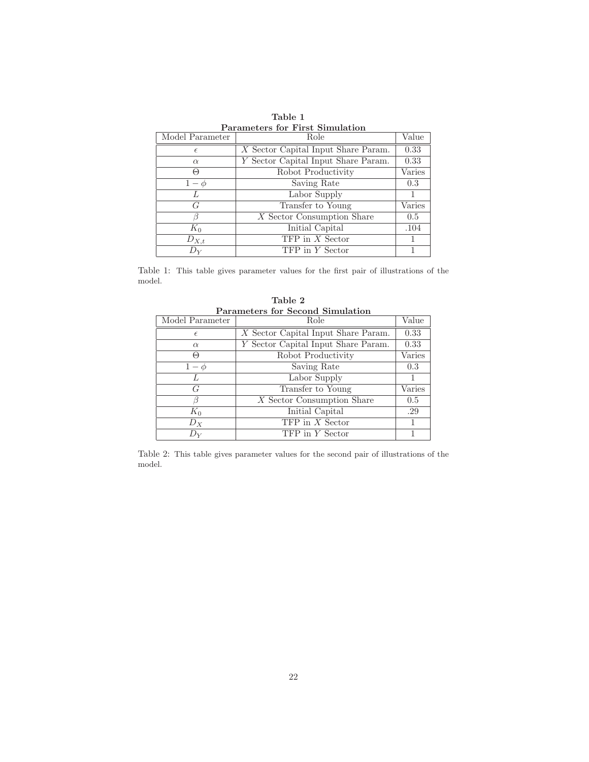**Table 1**
**Parameters for First Simulation**

| Model Parameter | Role | Value |
|---|---|---|
| $\epsilon$ | $X$ Sector Capital Input Share Param. | 0.33 |
| $\alpha$ | $Y$ Sector Capital Input Share Param. | 0.33 |
| $\Theta$ | Robot Productivity | Varies |
| $1-\phi$ | Saving Rate | 0.3 |
| $L$ | Labor Supply | 1 |
| $G$ | Transfer to Young | Varies |
| $\beta$ | $X$ Sector Consumption Share | 0.5 |
| $K_0$ | Initial Capital | .104 |
| $D_{X,t}$ | TFP in $X$ Sector | 1 |
| $D_Y$ | TFP in $Y$ Sector | 1 |

Table 1: This table gives parameter values for the first pair of illustrations of the model.

**Table 2**
**Parameters for Second Simulation**

| Model Parameter | Role | Value |
|---|---|---|
| $\epsilon$ | $X$ Sector Capital Input Share Param. | 0.33 |
| $\alpha$ | $Y$ Sector Capital Input Share Param. | 0.33 |
| $\Theta$ | Robot Productivity | Varies |
| $1-\phi$ | Saving Rate | 0.3 |
| $L$ | Labor Supply | 1 |
| $G$ | Transfer to Young | Varies |
| $\beta$ | $X$ Sector Consumption Share | 0.5 |
| $K_0$ | Initial Capital | .29 |
| $D_X$ | TFP in $X$ Sector | 1 |
| $D_Y$ | TFP in $Y$ Sector | 1 |

Table 2: This table gives parameter values for the second pair of illustrations of the model.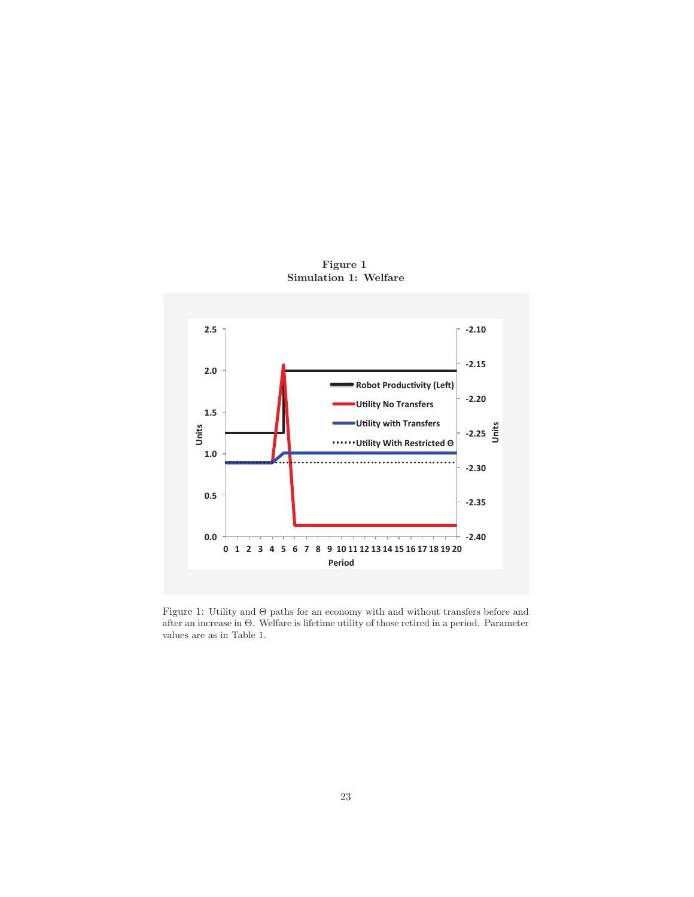**Figure 1**
**Simulation 1: Welfare**

Figure 1: Utility and $\Theta$ paths for an economy with and without transfers before and after an increase in $\Theta$. Welfare is lifetime utility of those retired in a period. Parameter values are as in Table 1.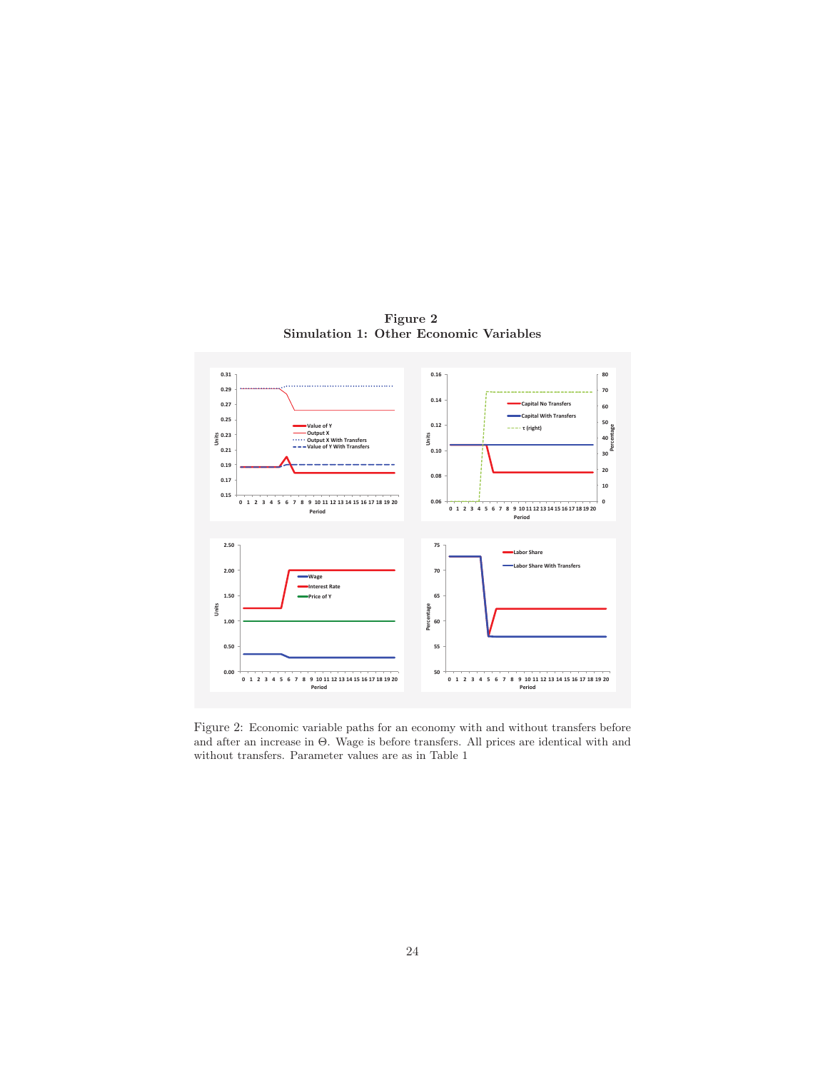**Figure 2**
**Simulation 1: Other Economic Variables**

Figure 2: Economic variable paths for an economy with and without transfers before and after an increase in Θ. Wage is before transfers. All prices are identical with and without transfers. Parameter values are as in Table 1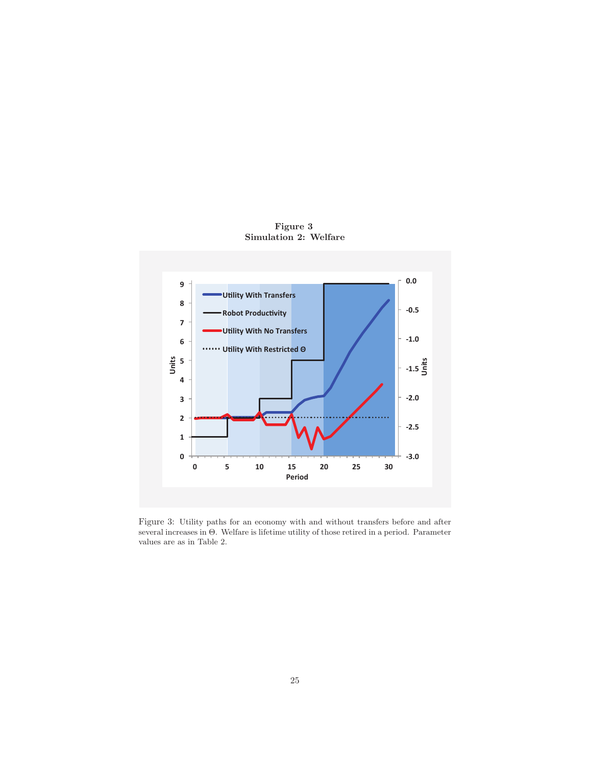**Figure 3**
**Simulation 2: Welfare**

Figure 3: Utility paths for an economy with and without transfers before and after several increases in $\Theta$. Welfare is lifetime utility of those retired in a period. Parameter values are as in Table 2.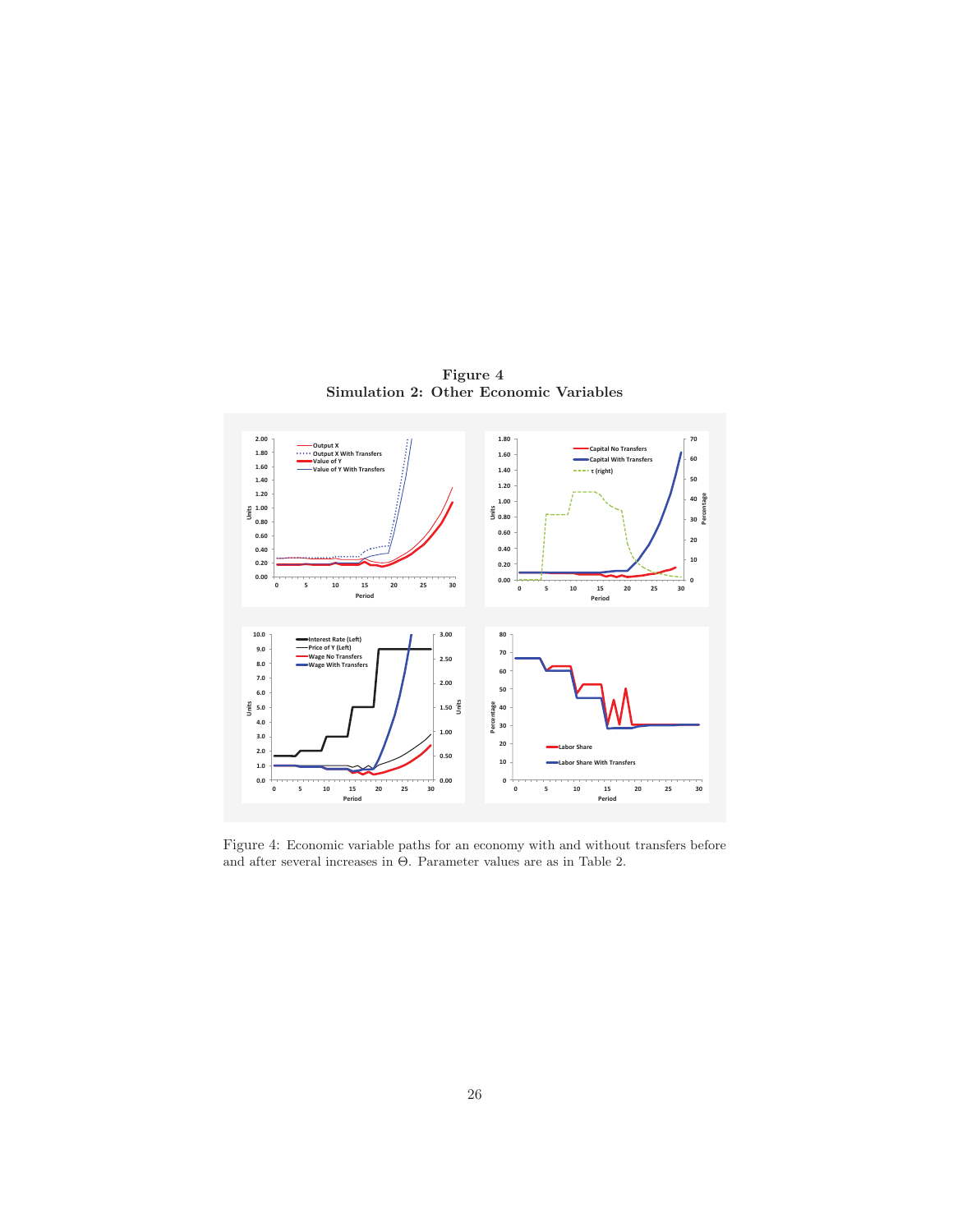**Figure 4**
**Simulation 2: Other Economic Variables**

Figure 4: Economic variable paths for an economy with and without transfers before and after several increases in $\Theta$. Parameter values are as in Table 2.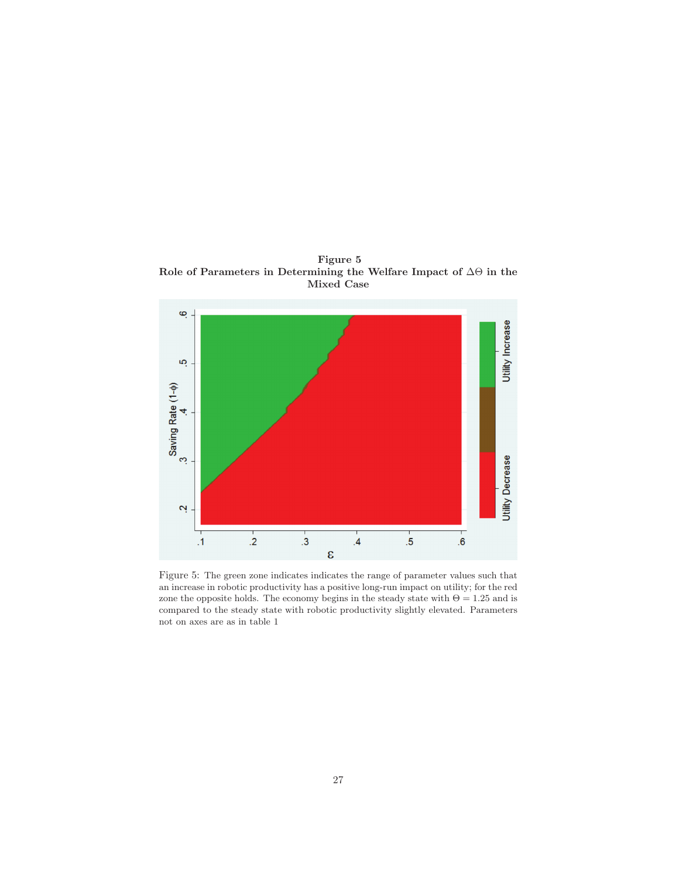**Figure 5**

**Role of Parameters in Determining the Welfare Impact of $\Delta\Theta$ in the Mixed Case**

Saving Rate (1-ϕ)

.6
.5
.4
.3
.2

.1
.2
.3
.4
.5
.6

ε

Utility Increase

Utility Decrease

Figure 5: The green zone indicates indicates the range of parameter values such that an increase in robotic productivity has a positive long-run impact on utility; for the red zone the opposite holds. The economy begins in the steady state with $\Theta = 1.25$ and is compared to the steady state with robotic productivity slightly elevated. Parameters not on axes are as in table 1